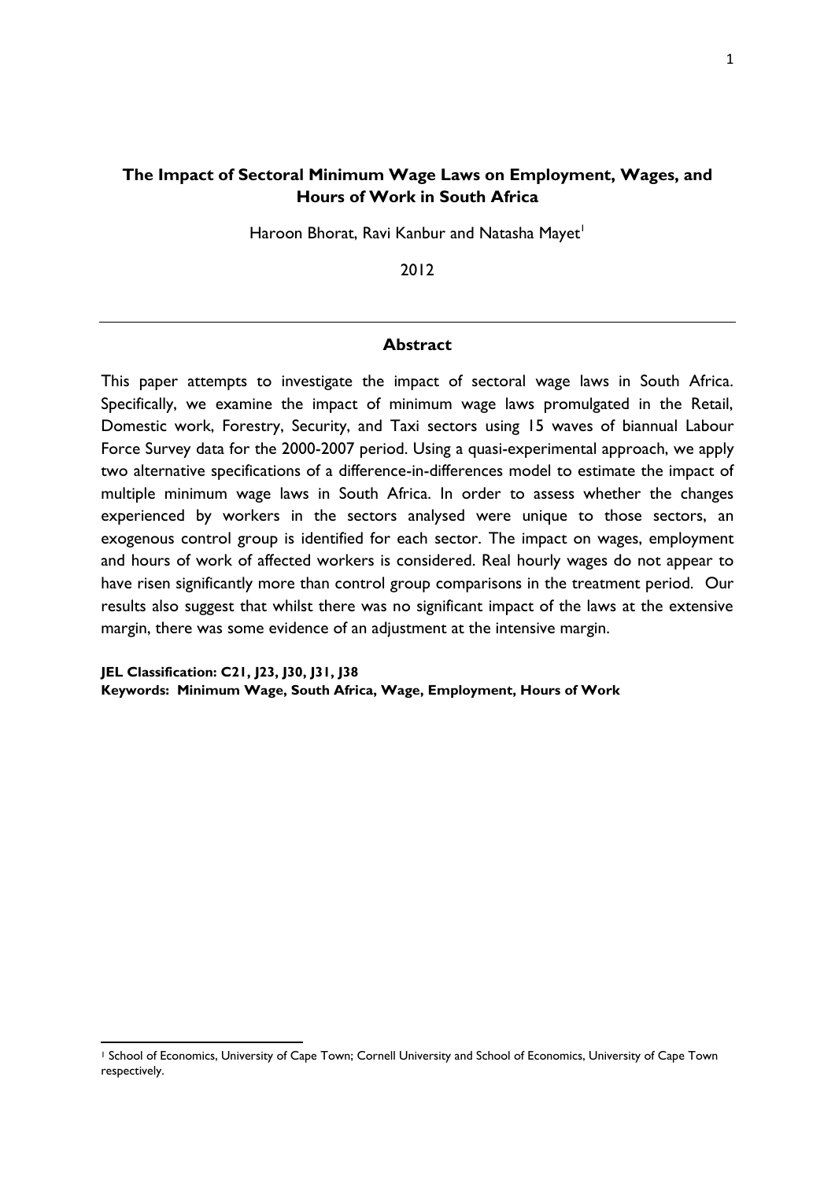# The Impact of Sectoral Minimum Wage Laws on Employment, Wages, and Hours of Work in South Africa

Haroon Bhorat, Ravi Kanbur and Natasha Mayet[1]

2012

## Abstract

This paper attempts to investigate the impact of sectoral wage laws in South Africa. Specifically, we examine the impact of minimum wage laws promulgated in the Retail, Domestic work, Forestry, Security, and Taxi sectors using 15 waves of biannual Labour Force Survey data for the 2000-2007 period. Using a quasi-experimental approach, we apply two alternative specifications of a difference-in-differences model to estimate the impact of multiple minimum wage laws in South Africa. In order to assess whether the changes experienced by workers in the sectors analysed were unique to those sectors, an exogenous control group is identified for each sector. The impact on wages, employment and hours of work of affected workers is considered. Real hourly wages do not appear to have risen significantly more than control group comparisons in the treatment period. Our results also suggest that whilst there was no significant impact of the laws at the extensive margin, there was some evidence of an adjustment at the intensive margin.

**JEL Classification: C21, J23, J30, J31, J38**
**Keywords: Minimum Wage, South Africa, Wage, Employment, Hours of Work**

---

[1] School of Economics, University of Cape Town; Cornell University and School of Economics, University of Cape Town respectively.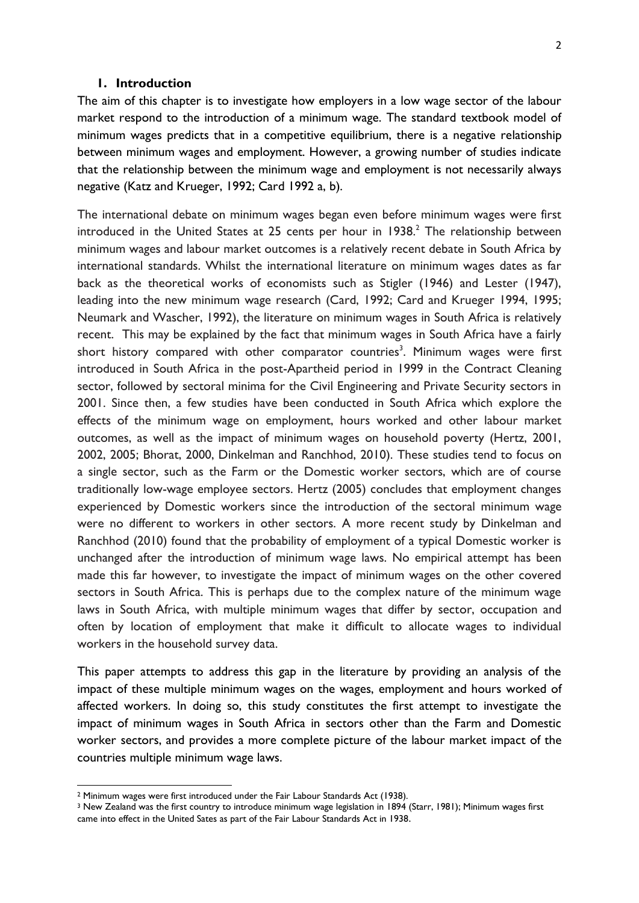## 1. Introduction

The aim of this chapter is to investigate how employers in a low wage sector of the labour market respond to the introduction of a minimum wage. The standard textbook model of minimum wages predicts that in a competitive equilibrium, there is a negative relationship between minimum wages and employment. However, a growing number of studies indicate that the relationship between the minimum wage and employment is not necessarily always negative (Katz and Krueger, 1992; Card 1992 a, b).

The international debate on minimum wages began even before minimum wages were first introduced in the United States at 25 cents per hour in 1938.[2] The relationship between minimum wages and labour market outcomes is a relatively recent debate in South Africa by international standards. Whilst the international literature on minimum wages dates as far back as the theoretical works of economists such as Stigler (1946) and Lester (1947), leading into the new minimum wage research (Card, 1992; Card and Krueger 1994, 1995; Neumark and Wascher, 1992), the literature on minimum wages in South Africa is relatively recent. This may be explained by the fact that minimum wages in South Africa have a fairly short history compared with other comparator countries[3]. Minimum wages were first introduced in South Africa in the post-Apartheid period in 1999 in the Contract Cleaning sector, followed by sectoral minima for the Civil Engineering and Private Security sectors in 2001. Since then, a few studies have been conducted in South Africa which explore the effects of the minimum wage on employment, hours worked and other labour market outcomes, as well as the impact of minimum wages on household poverty (Hertz, 2001, 2002, 2005; Bhorat, 2000, Dinkelman and Ranchhod, 2010). These studies tend to focus on a single sector, such as the Farm or the Domestic worker sectors, which are of course traditionally low-wage employee sectors. Hertz (2005) concludes that employment changes experienced by Domestic workers since the introduction of the sectoral minimum wage were no different to workers in other sectors. A more recent study by Dinkelman and Ranchhod (2010) found that the probability of employment of a typical Domestic worker is unchanged after the introduction of minimum wage laws. No empirical attempt has been made this far however, to investigate the impact of minimum wages on the other covered sectors in South Africa. This is perhaps due to the complex nature of the minimum wage laws in South Africa, with multiple minimum wages that differ by sector, occupation and often by location of employment that make it difficult to allocate wages to individual workers in the household survey data.

This paper attempts to address this gap in the literature by providing an analysis of the impact of these multiple minimum wages on the wages, employment and hours worked of affected workers. In doing so, this study constitutes the first attempt to investigate the impact of minimum wages in South Africa in sectors other than the Farm and Domestic worker sectors, and provides a more complete picture of the labour market impact of the countries multiple minimum wage laws.

---

[2] Minimum wages were first introduced under the Fair Labour Standards Act (1938).

[3] New Zealand was the first country to introduce minimum wage legislation in 1894 (Starr, 1981); Minimum wages first came into effect in the United Sates as part of the Fair Labour Standards Act in 1938.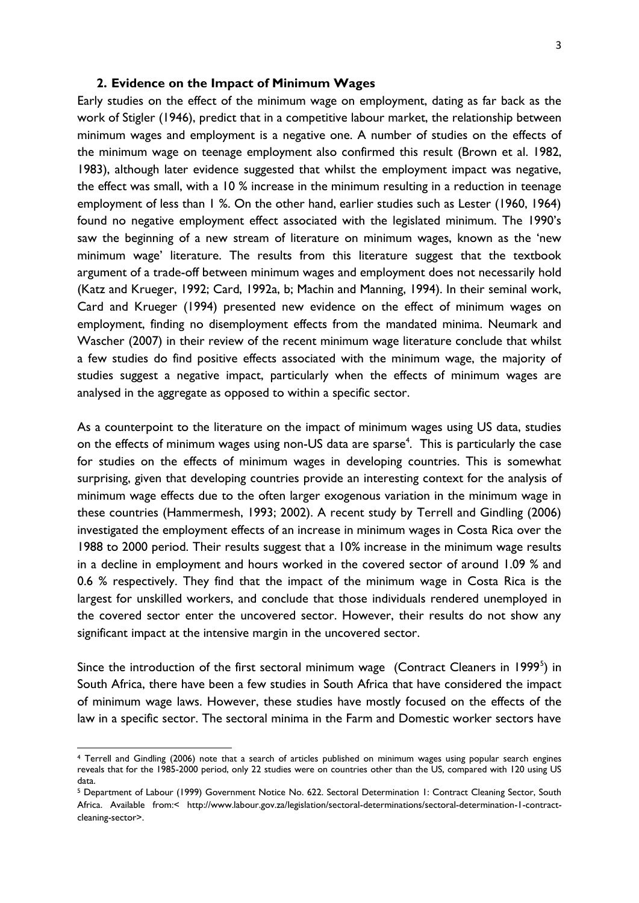## 2. Evidence on the Impact of Minimum Wages

Early studies on the effect of the minimum wage on employment, dating as far back as the work of Stigler (1946), predict that in a competitive labour market, the relationship between minimum wages and employment is a negative one. A number of studies on the effects of the minimum wage on teenage employment also confirmed this result (Brown et al. 1982, 1983), although later evidence suggested that whilst the employment impact was negative, the effect was small, with a 10 % increase in the minimum resulting in a reduction in teenage employment of less than 1 %. On the other hand, earlier studies such as Lester (1960, 1964) found no negative employment effect associated with the legislated minimum. The 1990's saw the beginning of a new stream of literature on minimum wages, known as the 'new minimum wage' literature. The results from this literature suggest that the textbook argument of a trade-off between minimum wages and employment does not necessarily hold (Katz and Krueger, 1992; Card, 1992a, b; Machin and Manning, 1994). In their seminal work, Card and Krueger (1994) presented new evidence on the effect of minimum wages on employment, finding no disemployment effects from the mandated minima. Neumark and Wascher (2007) in their review of the recent minimum wage literature conclude that whilst a few studies do find positive effects associated with the minimum wage, the majority of studies suggest a negative impact, particularly when the effects of minimum wages are analysed in the aggregate as opposed to within a specific sector.

As a counterpoint to the literature on the impact of minimum wages using US data, studies on the effects of minimum wages using non-US data are sparse[4]. This is particularly the case for studies on the effects of minimum wages in developing countries. This is somewhat surprising, given that developing countries provide an interesting context for the analysis of minimum wage effects due to the often larger exogenous variation in the minimum wage in these countries (Hammermesh, 1993; 2002). A recent study by Terrell and Gindling (2006) investigated the employment effects of an increase in minimum wages in Costa Rica over the 1988 to 2000 period. Their results suggest that a 10% increase in the minimum wage results in a decline in employment and hours worked in the covered sector of around 1.09 % and 0.6 % respectively. They find that the impact of the minimum wage in Costa Rica is the largest for unskilled workers, and conclude that those individuals rendered unemployed in the covered sector enter the uncovered sector. However, their results do not show any significant impact at the intensive margin in the uncovered sector.

Since the introduction of the first sectoral minimum wage (Contract Cleaners in 1999[5]) in South Africa, there have been a few studies in South Africa that have considered the impact of minimum wage laws. However, these studies have mostly focused on the effects of the law in a specific sector. The sectoral minima in the Farm and Domestic worker sectors have

---

[4] Terrell and Gindling (2006) note that a search of articles published on minimum wages using popular search engines reveals that for the 1985-2000 period, only 22 studies were on countries other than the US, compared with 120 using US data.

[5] Department of Labour (1999) Government Notice No. 622. Sectoral Determination 1: Contract Cleaning Sector, South Africa. Available from:< http://www.labour.gov.za/legislation/sectoral-determinations/sectoral-determination-1-contract-cleaning-sector>.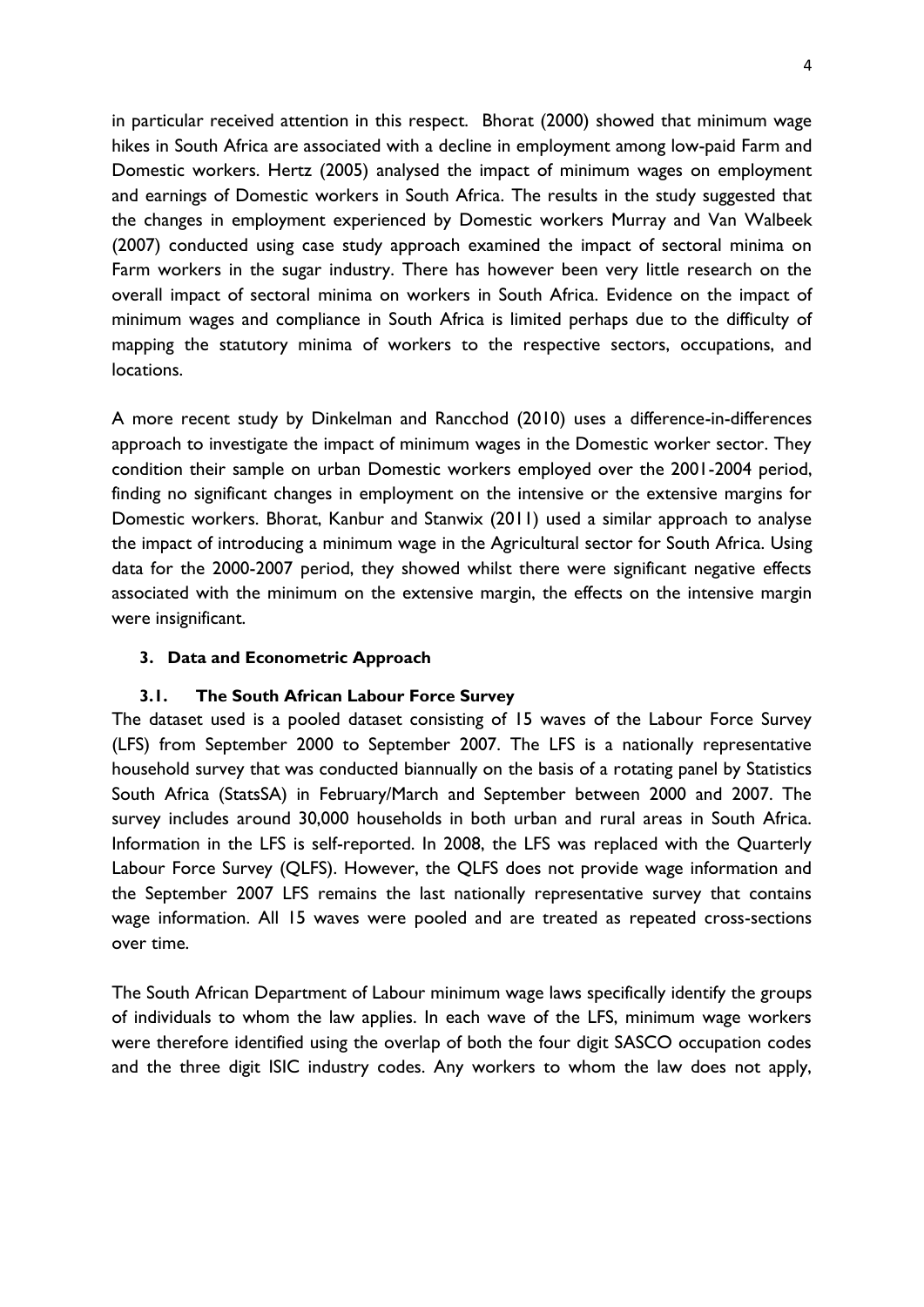in particular received attention in this respect. Bhorat (2000) showed that minimum wage hikes in South Africa are associated with a decline in employment among low-paid Farm and Domestic workers. Hertz (2005) analysed the impact of minimum wages on employment and earnings of Domestic workers in South Africa. The results in the study suggested that the changes in employment experienced by Domestic workers Murray and Van Walbeek (2007) conducted using case study approach examined the impact of sectoral minima on Farm workers in the sugar industry. There has however been very little research on the overall impact of sectoral minima on workers in South Africa. Evidence on the impact of minimum wages and compliance in South Africa is limited perhaps due to the difficulty of mapping the statutory minima of workers to the respective sectors, occupations, and locations.

A more recent study by Dinkelman and Rancchod (2010) uses a difference-in-differences approach to investigate the impact of minimum wages in the Domestic worker sector. They condition their sample on urban Domestic workers employed over the 2001-2004 period, finding no significant changes in employment on the intensive or the extensive margins for Domestic workers. Bhorat, Kanbur and Stanwix (2011) used a similar approach to analyse the impact of introducing a minimum wage in the Agricultural sector for South Africa. Using data for the 2000-2007 period, they showed whilst there were significant negative effects associated with the minimum on the extensive margin, the effects on the intensive margin were insignificant.

## 3. Data and Econometric Approach

### 3.1. The South African Labour Force Survey

The dataset used is a pooled dataset consisting of 15 waves of the Labour Force Survey (LFS) from September 2000 to September 2007. The LFS is a nationally representative household survey that was conducted biannually on the basis of a rotating panel by Statistics South Africa (StatsSA) in February/March and September between 2000 and 2007. The survey includes around 30,000 households in both urban and rural areas in South Africa. Information in the LFS is self-reported. In 2008, the LFS was replaced with the Quarterly Labour Force Survey (QLFS). However, the QLFS does not provide wage information and the September 2007 LFS remains the last nationally representative survey that contains wage information. All 15 waves were pooled and are treated as repeated cross-sections over time.

The South African Department of Labour minimum wage laws specifically identify the groups of individuals to whom the law applies. In each wave of the LFS, minimum wage workers were therefore identified using the overlap of both the four digit SASCO occupation codes and the three digit ISIC industry codes. Any workers to whom the law does not apply,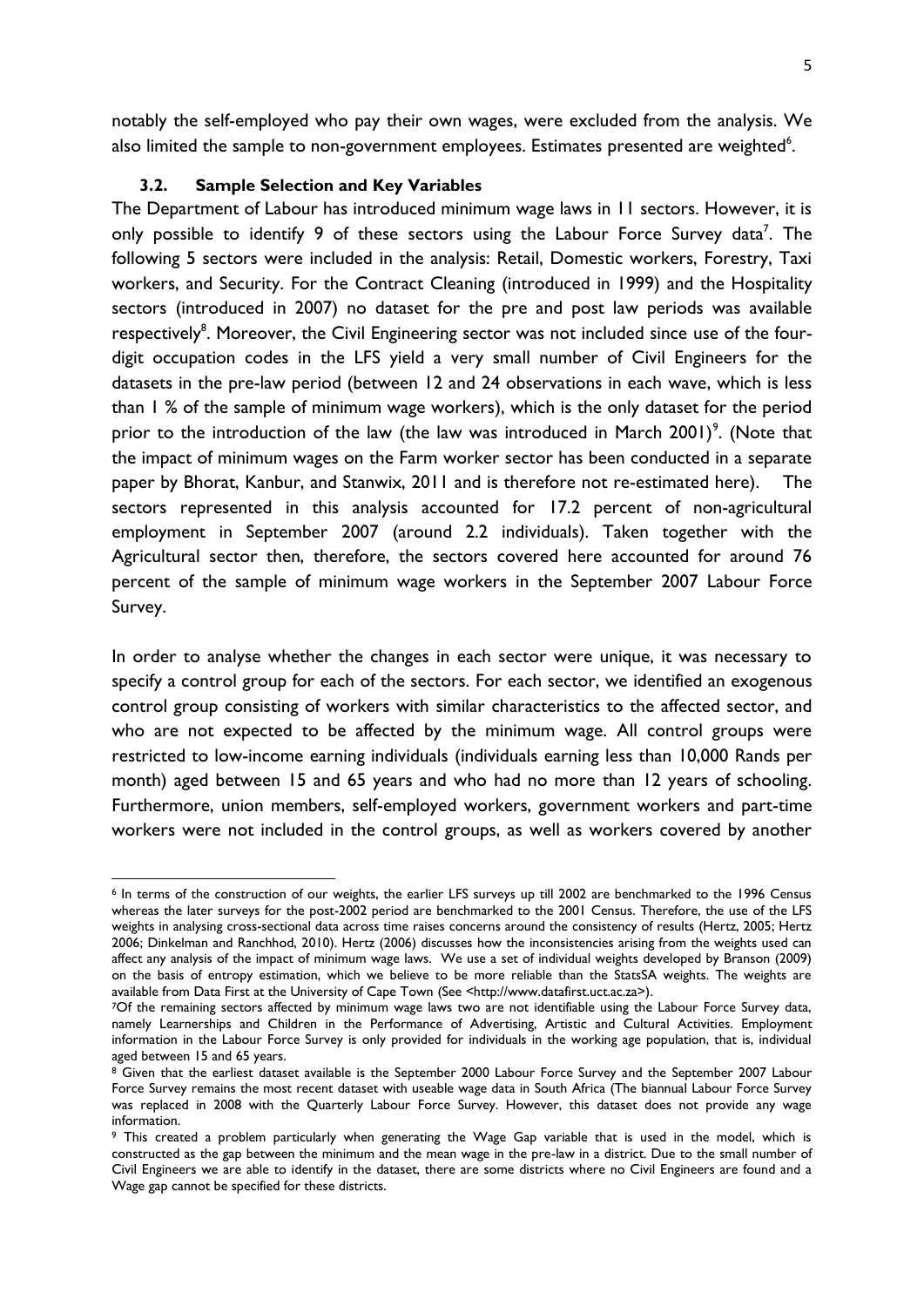notably the self-employed who pay their own wages, were excluded from the analysis. We also limited the sample to non-government employees. Estimates presented are weighted[6].

### 3.2. Sample Selection and Key Variables

The Department of Labour has introduced minimum wage laws in 11 sectors. However, it is only possible to identify 9 of these sectors using the Labour Force Survey data[7]. The following 5 sectors were included in the analysis: Retail, Domestic workers, Forestry, Taxi workers, and Security. For the Contract Cleaning (introduced in 1999) and the Hospitality sectors (introduced in 2007) no dataset for the pre and post law periods was available respectively[8]. Moreover, the Civil Engineering sector was not included since use of the four-digit occupation codes in the LFS yield a very small number of Civil Engineers for the datasets in the pre-law period (between 12 and 24 observations in each wave, which is less than 1 % of the sample of minimum wage workers), which is the only dataset for the period prior to the introduction of the law (the law was introduced in March 2001)[9]. (Note that the impact of minimum wages on the Farm worker sector has been conducted in a separate paper by Bhorat, Kanbur, and Stanwix, 2011 and is therefore not re-estimated here). The sectors represented in this analysis accounted for 17.2 percent of non-agricultural employment in September 2007 (around 2.2 individuals). Taken together with the Agricultural sector then, therefore, the sectors covered here accounted for around 76 percent of the sample of minimum wage workers in the September 2007 Labour Force Survey.

In order to analyse whether the changes in each sector were unique, it was necessary to specify a control group for each of the sectors. For each sector, we identified an exogenous control group consisting of workers with similar characteristics to the affected sector, and who are not expected to be affected by the minimum wage. All control groups were restricted to low-income earning individuals (individuals earning less than 10,000 Rands per month) aged between 15 and 65 years and who had no more than 12 years of schooling. Furthermore, union members, self-employed workers, government workers and part-time workers were not included in the control groups, as well as workers covered by another

---

[6] In terms of the construction of our weights, the earlier LFS surveys up till 2002 are benchmarked to the 1996 Census whereas the later surveys for the post-2002 period are benchmarked to the 2001 Census. Therefore, the use of the LFS weights in analysing cross-sectional data across time raises concerns around the consistency of results (Hertz, 2005; Hertz 2006; Dinkelman and Ranchhod, 2010). Hertz (2006) discusses how the inconsistencies arising from the weights used can affect any analysis of the impact of minimum wage laws. We use a set of individual weights developed by Branson (2009) on the basis of entropy estimation, which we believe to be more reliable than the StatsSA weights. The weights are available from Data First at the University of Cape Town (See <http://www.datafirst.uct.ac.za>).

[7] Of the remaining sectors affected by minimum wage laws two are not identifiable using the Labour Force Survey data, namely Learnerships and Children in the Performance of Advertising, Artistic and Cultural Activities. Employment information in the Labour Force Survey is only provided for individuals in the working age population, that is, individual aged between 15 and 65 years.

[8] Given that the earliest dataset available is the September 2000 Labour Force Survey and the September 2007 Labour Force Survey remains the most recent dataset with useable wage data in South Africa (The biannual Labour Force Survey was replaced in 2008 with the Quarterly Labour Force Survey. However, this dataset does not provide any wage information.

[9] This created a problem particularly when generating the Wage Gap variable that is used in the model, which is constructed as the gap between the minimum and the mean wage in the pre-law in a district. Due to the small number of Civil Engineers we are able to identify in the dataset, there are some districts where no Civil Engineers are found and a Wage gap cannot be specified for these districts.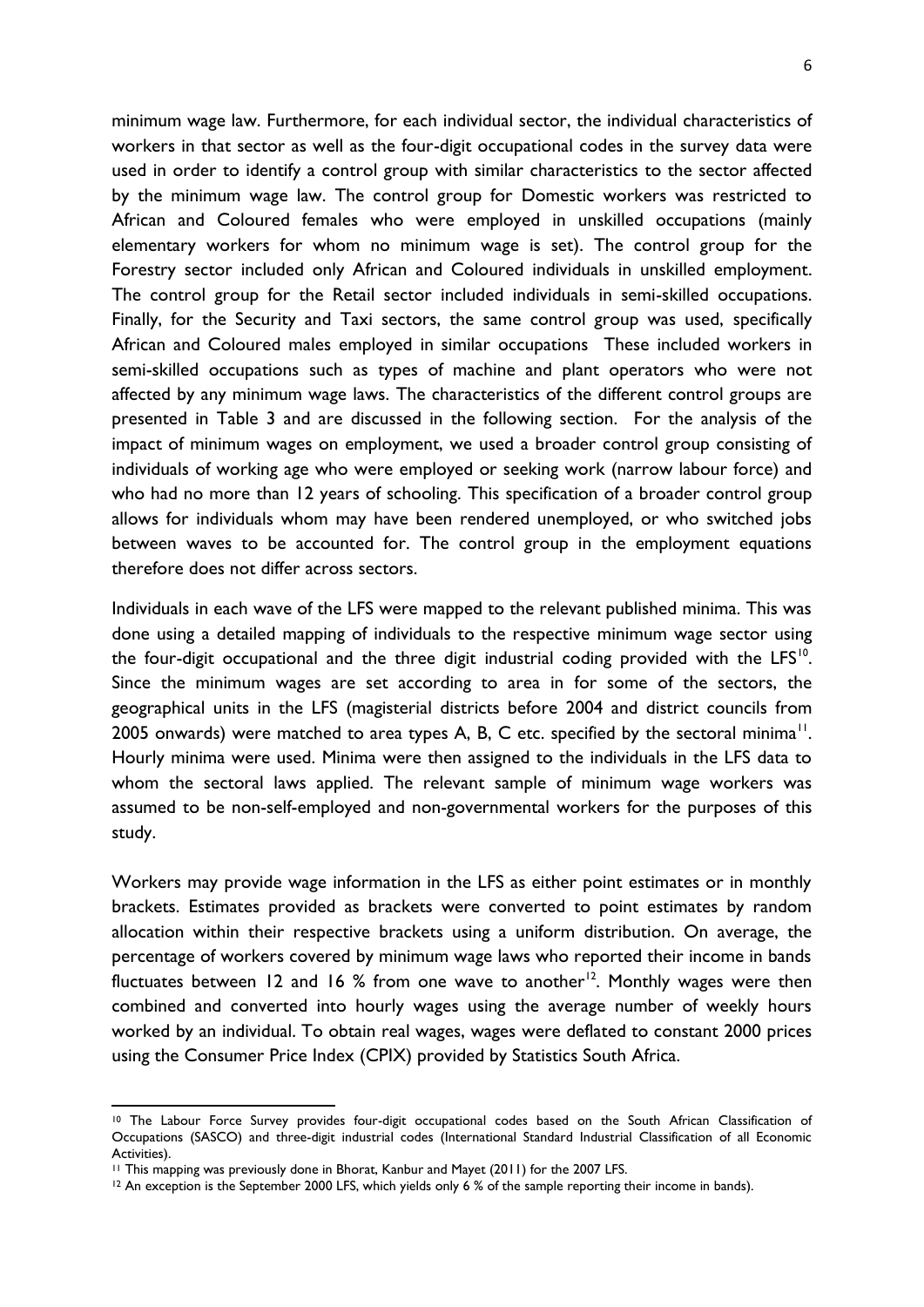minimum wage law. Furthermore, for each individual sector, the individual characteristics of workers in that sector as well as the four-digit occupational codes in the survey data were used in order to identify a control group with similar characteristics to the sector affected by the minimum wage law. The control group for Domestic workers was restricted to African and Coloured females who were employed in unskilled occupations (mainly elementary workers for whom no minimum wage is set). The control group for the Forestry sector included only African and Coloured individuals in unskilled employment. The control group for the Retail sector included individuals in semi-skilled occupations. Finally, for the Security and Taxi sectors, the same control group was used, specifically African and Coloured males employed in similar occupations These included workers in semi-skilled occupations such as types of machine and plant operators who were not affected by any minimum wage laws. The characteristics of the different control groups are presented in Table 3 and are discussed in the following section. For the analysis of the impact of minimum wages on employment, we used a broader control group consisting of individuals of working age who were employed or seeking work (narrow labour force) and who had no more than 12 years of schooling. This specification of a broader control group allows for individuals whom may have been rendered unemployed, or who switched jobs between waves to be accounted for. The control group in the employment equations therefore does not differ across sectors.

Individuals in each wave of the LFS were mapped to the relevant published minima. This was done using a detailed mapping of individuals to the respective minimum wage sector using the four-digit occupational and the three digit industrial coding provided with the LFS[10]. Since the minimum wages are set according to area in for some of the sectors, the geographical units in the LFS (magisterial districts before 2004 and district councils from 2005 onwards) were matched to area types A, B, C etc. specified by the sectoral minima[11]. Hourly minima were used. Minima were then assigned to the individuals in the LFS data to whom the sectoral laws applied. The relevant sample of minimum wage workers was assumed to be non-self-employed and non-governmental workers for the purposes of this study.

Workers may provide wage information in the LFS as either point estimates or in monthly brackets. Estimates provided as brackets were converted to point estimates by random allocation within their respective brackets using a uniform distribution. On average, the percentage of workers covered by minimum wage laws who reported their income in bands fluctuates between 12 and 16 % from one wave to another[12]. Monthly wages were then combined and converted into hourly wages using the average number of weekly hours worked by an individual. To obtain real wages, wages were deflated to constant 2000 prices using the Consumer Price Index (CPIX) provided by Statistics South Africa.

---

[10] The Labour Force Survey provides four-digit occupational codes based on the South African Classification of Occupations (SASCO) and three-digit industrial codes (International Standard Industrial Classification of all Economic Activities).

[11] This mapping was previously done in Bhorat, Kanbur and Mayet (2011) for the 2007 LFS.

[12] An exception is the September 2000 LFS, which yields only 6 % of the sample reporting their income in bands).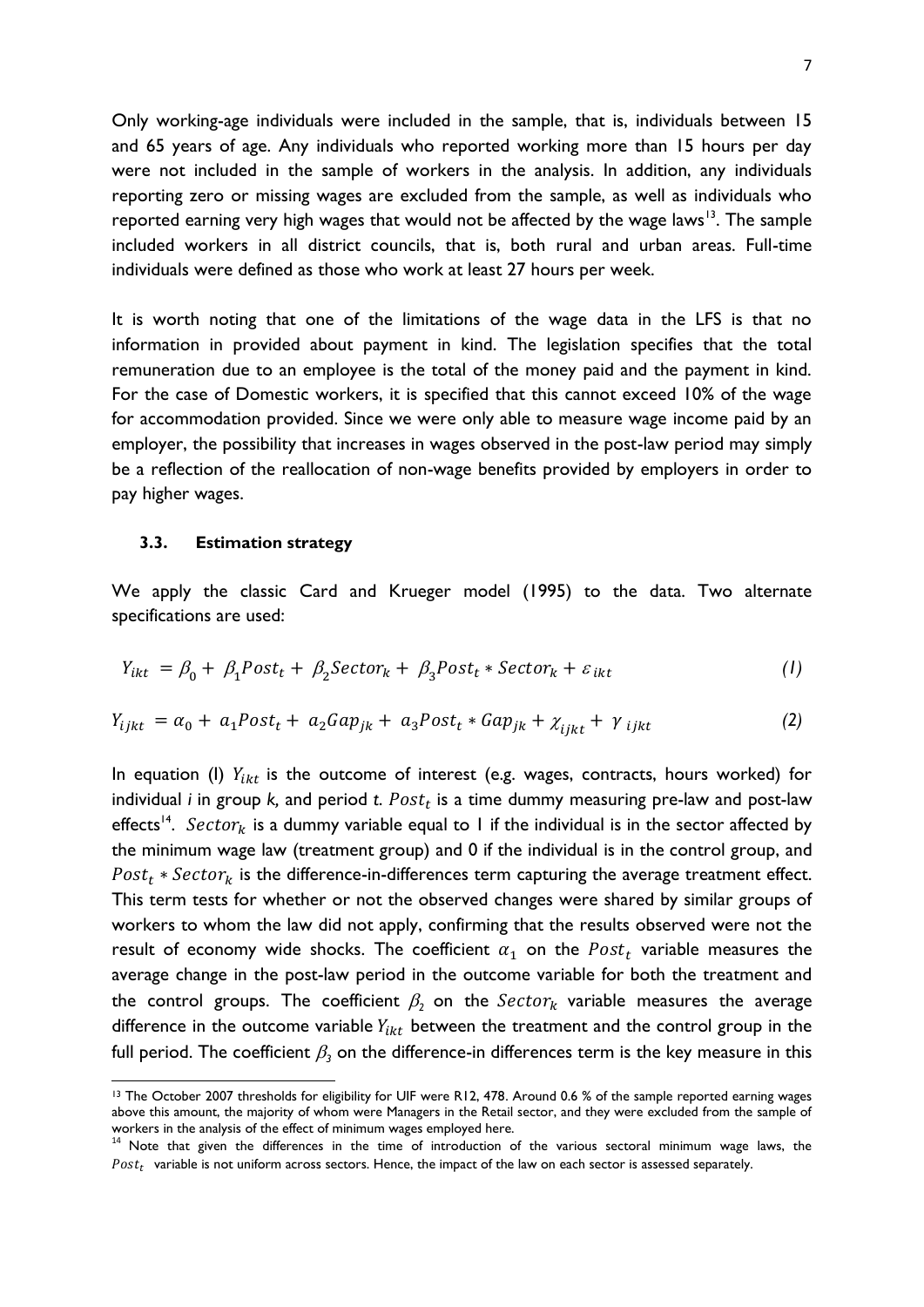Only working-age individuals were included in the sample, that is, individuals between 15 and 65 years of age. Any individuals who reported working more than 15 hours per day were not included in the sample of workers in the analysis. In addition, any individuals reporting zero or missing wages are excluded from the sample, as well as individuals who reported earning very high wages that would not be affected by the wage laws[13]. The sample included workers in all district councils, that is, both rural and urban areas. Full-time individuals were defined as those who work at least 27 hours per week.

It is worth noting that one of the limitations of the wage data in the LFS is that no information in provided about payment in kind. The legislation specifies that the total remuneration due to an employee is the total of the money paid and the payment in kind. For the case of Domestic workers, it is specified that this cannot exceed 10% of the wage for accommodation provided. Since we were only able to measure wage income paid by an employer, the possibility that increases in wages observed in the post-law period may simply be a reflection of the reallocation of non-wage benefits provided by employers in order to pay higher wages.

### 3.3. Estimation strategy

We apply the classic Card and Krueger model (1995) to the data. Two alternate specifications are used:

$$Y_{ikt} = \beta_0 + \beta_1 Post_t + \beta_2 Sector_k + \beta_3 Post_t * Sector_k + \varepsilon_{ikt} \quad (1)$$

$$Y_{ijkt} = \alpha_0 + a_1 Post_t + a_2 Gap_{jk} + a_3 Post_t * Gap_{jk} + \chi_{ijkt} + \gamma_{ijkt} \quad (2)$$

In equation (I) $Y_{ikt}$ is the outcome of interest (e.g. wages, contracts, hours worked) for individual *i* in group *k,* and period *t.* $Post_t$ is a time dummy measuring pre-law and post-law effects[14]. $Sector_k$ is a dummy variable equal to 1 if the individual is in the sector affected by the minimum wage law (treatment group) and 0 if the individual is in the control group, and $Post_t * Sector_k$ is the difference-in-differences term capturing the average treatment effect. This term tests for whether or not the observed changes were shared by similar groups of workers to whom the law did not apply, confirming that the results observed were not the result of economy wide shocks. The coefficient $\alpha_1$ on the $Post_t$ variable measures the average change in the post-law period in the outcome variable for both the treatment and the control groups. The coefficient $\beta_2$ on the $Sector_k$ variable measures the average difference in the outcome variable $Y_{ikt}$ between the treatment and the control group in the full period. The coefficient $\beta_3$ on the difference-in differences term is the key measure in this

---

[13] The October 2007 thresholds for eligibility for UIF were R12, 478. Around 0.6 % of the sample reported earning wages above this amount, the majority of whom were Managers in the Retail sector, and they were excluded from the sample of workers in the analysis of the effect of minimum wages employed here.

[14] Note that given the differences in the time of introduction of the various sectoral minimum wage laws, the $Post_t$ variable is not uniform across sectors. Hence, the impact of the law on each sector is assessed separately.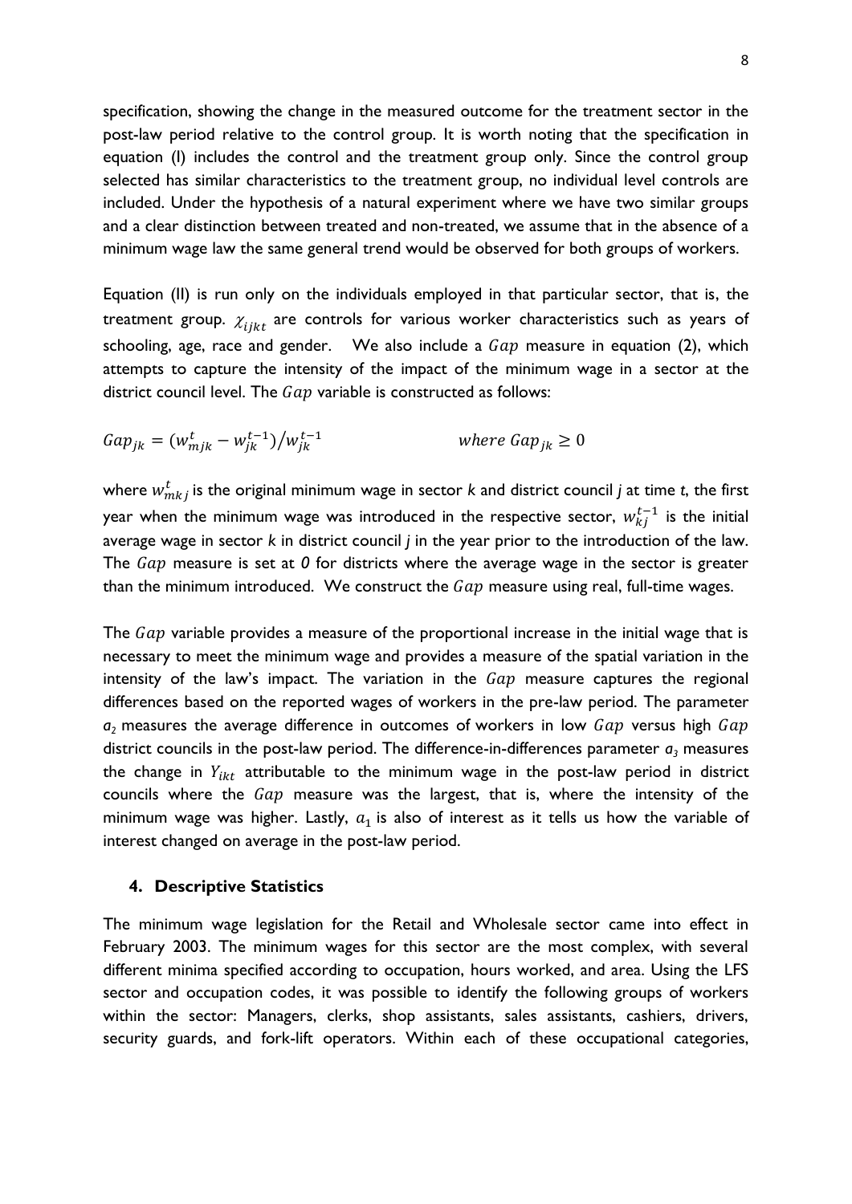specification, showing the change in the measured outcome for the treatment sector in the post-law period relative to the control group. It is worth noting that the specification in equation (I) includes the control and the treatment group only. Since the control group selected has similar characteristics to the treatment group, no individual level controls are included. Under the hypothesis of a natural experiment where we have two similar groups and a clear distinction between treated and non-treated, we assume that in the absence of a minimum wage law the same general trend would be observed for both groups of workers.

Equation (II) is run only on the individuals employed in that particular sector, that is, the treatment group. $\chi_{ijkt}$ are controls for various worker characteristics such as years of schooling, age, race and gender. We also include a $Gap$ measure in equation (2), which attempts to capture the intensity of the impact of the minimum wage in a sector at the district council level. The $Gap$ variable is constructed as follows:

$$Gap_{jk} = (w_{mjk}^{t} - w_{jk}^{t-1})/w_{jk}^{t-1} \qquad\qquad where\ Gap_{jk} \geq 0$$

where $w_{mkj}^{t}$ is the original minimum wage in sector *k* and district council *j* at time *t*, the first year when the minimum wage was introduced in the respective sector, $w_{kj}^{t-1}$ is the initial average wage in sector *k* in district council *j* in the year prior to the introduction of the law. The $Gap$ measure is set at *0* for districts where the average wage in the sector is greater than the minimum introduced. We construct the $Gap$ measure using real, full-time wages.

The $Gap$ variable provides a measure of the proportional increase in the initial wage that is necessary to meet the minimum wage and provides a measure of the spatial variation in the intensity of the law's impact. The variation in the $Gap$ measure captures the regional differences based on the reported wages of workers in the pre-law period. The parameter $a_2$ measures the average difference in outcomes of workers in low $Gap$ versus high $Gap$ district councils in the post-law period. The difference-in-differences parameter $a_3$ measures the change in $Y_{ikt}$ attributable to the minimum wage in the post-law period in district councils where the $Gap$ measure was the largest, that is, where the intensity of the minimum wage was higher. Lastly, $a_1$ is also of interest as it tells us how the variable of interest changed on average in the post-law period.

## 4. Descriptive Statistics

The minimum wage legislation for the Retail and Wholesale sector came into effect in February 2003. The minimum wages for this sector are the most complex, with several different minima specified according to occupation, hours worked, and area. Using the LFS sector and occupation codes, it was possible to identify the following groups of workers within the sector: Managers, clerks, shop assistants, sales assistants, cashiers, drivers, security guards, and fork-lift operators. Within each of these occupational categories,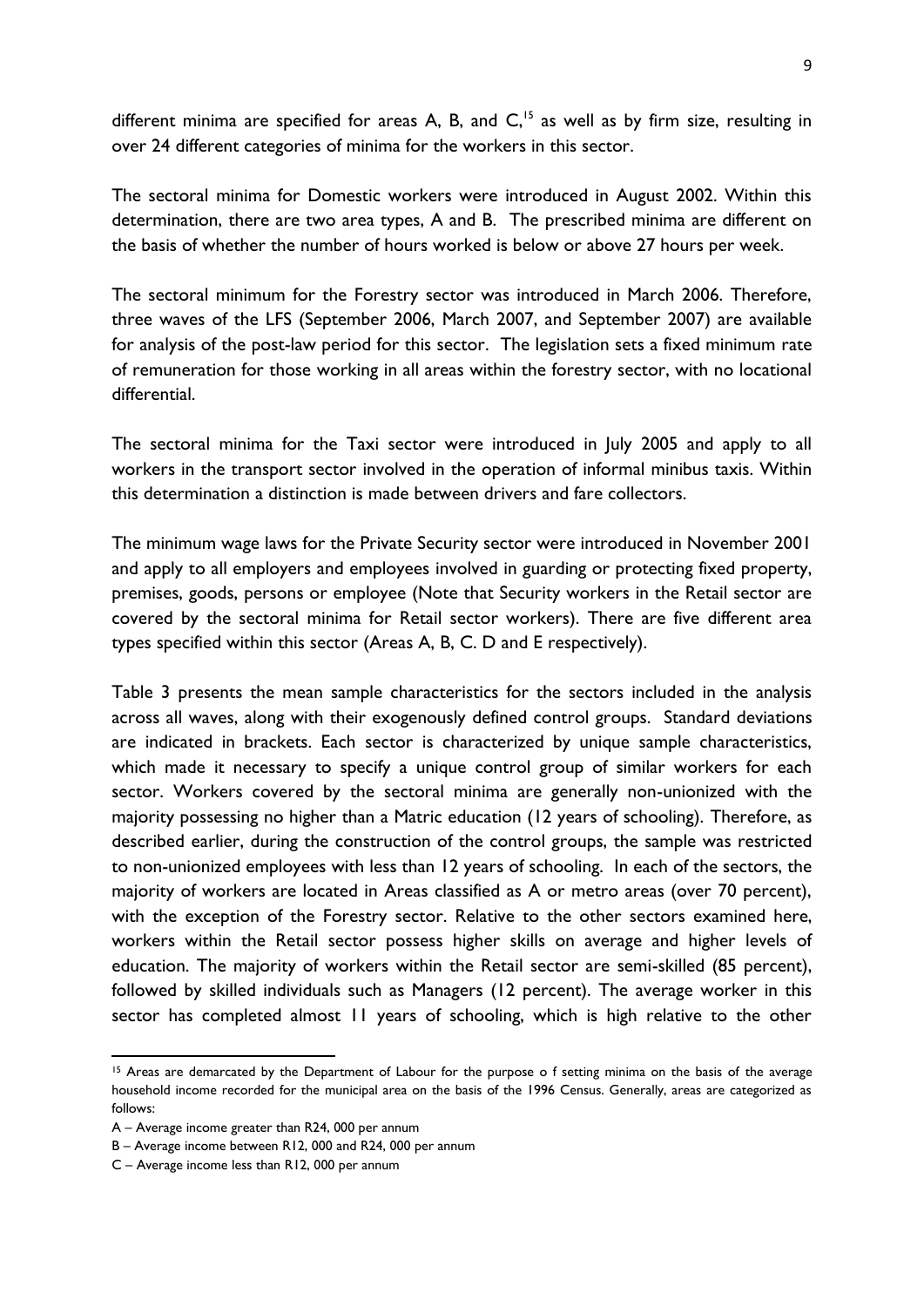different minima are specified for areas A, B, and C,[15] as well as by firm size, resulting in over 24 different categories of minima for the workers in this sector.

The sectoral minima for Domestic workers were introduced in August 2002. Within this determination, there are two area types, A and B. The prescribed minima are different on the basis of whether the number of hours worked is below or above 27 hours per week.

The sectoral minimum for the Forestry sector was introduced in March 2006. Therefore, three waves of the LFS (September 2006, March 2007, and September 2007) are available for analysis of the post-law period for this sector. The legislation sets a fixed minimum rate of remuneration for those working in all areas within the forestry sector, with no locational differential.

The sectoral minima for the Taxi sector were introduced in July 2005 and apply to all workers in the transport sector involved in the operation of informal minibus taxis. Within this determination a distinction is made between drivers and fare collectors.

The minimum wage laws for the Private Security sector were introduced in November 2001 and apply to all employers and employees involved in guarding or protecting fixed property, premises, goods, persons or employee (Note that Security workers in the Retail sector are covered by the sectoral minima for Retail sector workers). There are five different area types specified within this sector (Areas A, B, C. D and E respectively).

Table 3 presents the mean sample characteristics for the sectors included in the analysis across all waves, along with their exogenously defined control groups. Standard deviations are indicated in brackets. Each sector is characterized by unique sample characteristics, which made it necessary to specify a unique control group of similar workers for each sector. Workers covered by the sectoral minima are generally non-unionized with the majority possessing no higher than a Matric education (12 years of schooling). Therefore, as described earlier, during the construction of the control groups, the sample was restricted to non-unionized employees with less than 12 years of schooling. In each of the sectors, the majority of workers are located in Areas classified as A or metro areas (over 70 percent), with the exception of the Forestry sector. Relative to the other sectors examined here, workers within the Retail sector possess higher skills on average and higher levels of education. The majority of workers within the Retail sector are semi-skilled (85 percent), followed by skilled individuals such as Managers (12 percent). The average worker in this sector has completed almost 11 years of schooling, which is high relative to the other

---

[15] Areas are demarcated by the Department of Labour for the purpose o f setting minima on the basis of the average household income recorded for the municipal area on the basis of the 1996 Census. Generally, areas are categorized as follows:

A – Average income greater than R24, 000 per annum

B – Average income between R12, 000 and R24, 000 per annum

C – Average income less than R12, 000 per annum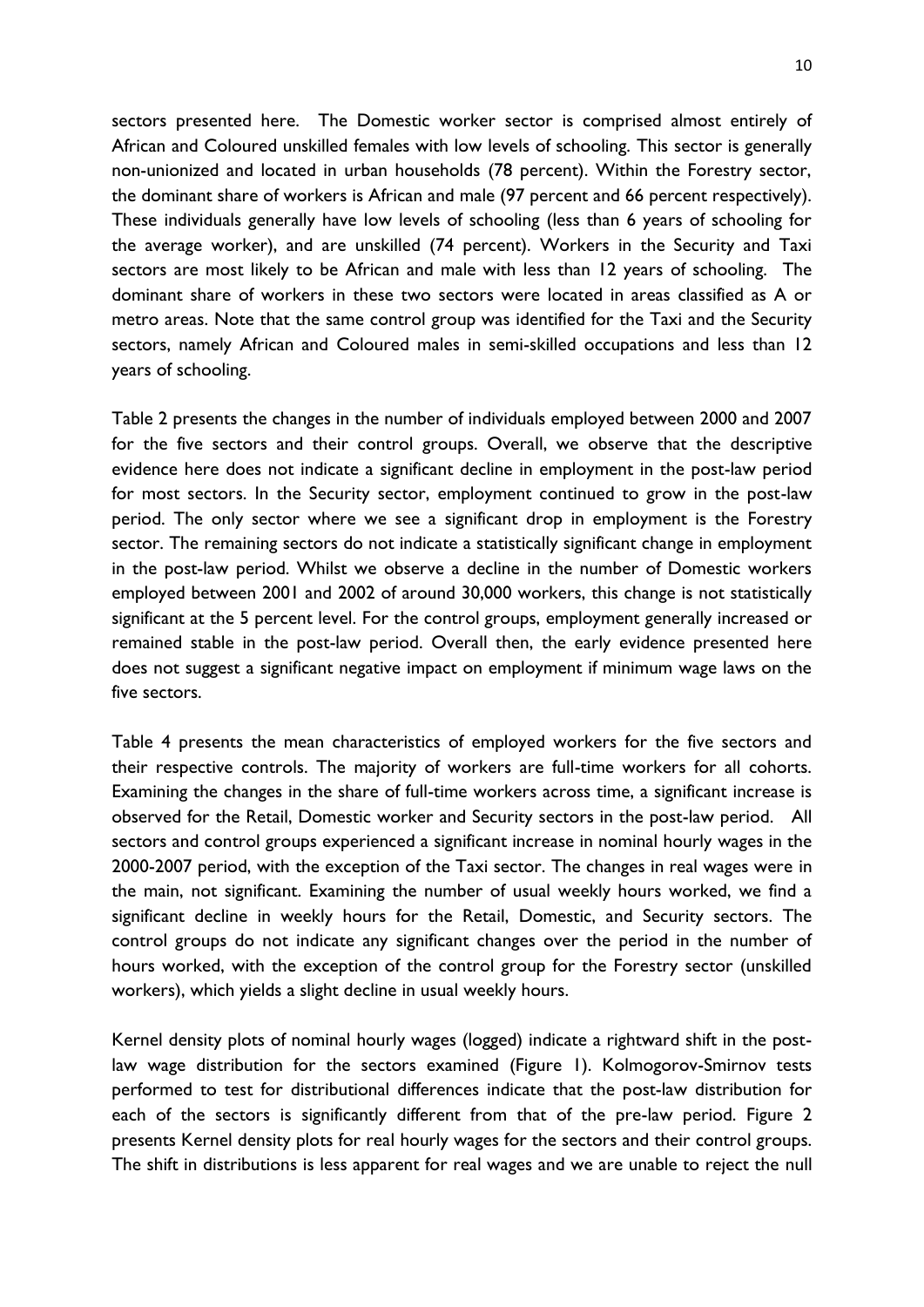sectors presented here. The Domestic worker sector is comprised almost entirely of African and Coloured unskilled females with low levels of schooling. This sector is generally non-unionized and located in urban households (78 percent). Within the Forestry sector, the dominant share of workers is African and male (97 percent and 66 percent respectively). These individuals generally have low levels of schooling (less than 6 years of schooling for the average worker), and are unskilled (74 percent). Workers in the Security and Taxi sectors are most likely to be African and male with less than 12 years of schooling. The dominant share of workers in these two sectors were located in areas classified as A or metro areas. Note that the same control group was identified for the Taxi and the Security sectors, namely African and Coloured males in semi-skilled occupations and less than 12 years of schooling.

Table 2 presents the changes in the number of individuals employed between 2000 and 2007 for the five sectors and their control groups. Overall, we observe that the descriptive evidence here does not indicate a significant decline in employment in the post-law period for most sectors. In the Security sector, employment continued to grow in the post-law period. The only sector where we see a significant drop in employment is the Forestry sector. The remaining sectors do not indicate a statistically significant change in employment in the post-law period. Whilst we observe a decline in the number of Domestic workers employed between 2001 and 2002 of around 30,000 workers, this change is not statistically significant at the 5 percent level. For the control groups, employment generally increased or remained stable in the post-law period. Overall then, the early evidence presented here does not suggest a significant negative impact on employment if minimum wage laws on the five sectors.

Table 4 presents the mean characteristics of employed workers for the five sectors and their respective controls. The majority of workers are full-time workers for all cohorts. Examining the changes in the share of full-time workers across time, a significant increase is observed for the Retail, Domestic worker and Security sectors in the post-law period. All sectors and control groups experienced a significant increase in nominal hourly wages in the 2000-2007 period, with the exception of the Taxi sector. The changes in real wages were in the main, not significant. Examining the number of usual weekly hours worked, we find a significant decline in weekly hours for the Retail, Domestic, and Security sectors. The control groups do not indicate any significant changes over the period in the number of hours worked, with the exception of the control group for the Forestry sector (unskilled workers), which yields a slight decline in usual weekly hours.

Kernel density plots of nominal hourly wages (logged) indicate a rightward shift in the post-law wage distribution for the sectors examined (Figure 1). Kolmogorov-Smirnov tests performed to test for distributional differences indicate that the post-law distribution for each of the sectors is significantly different from that of the pre-law period. Figure 2 presents Kernel density plots for real hourly wages for the sectors and their control groups. The shift in distributions is less apparent for real wages and we are unable to reject the null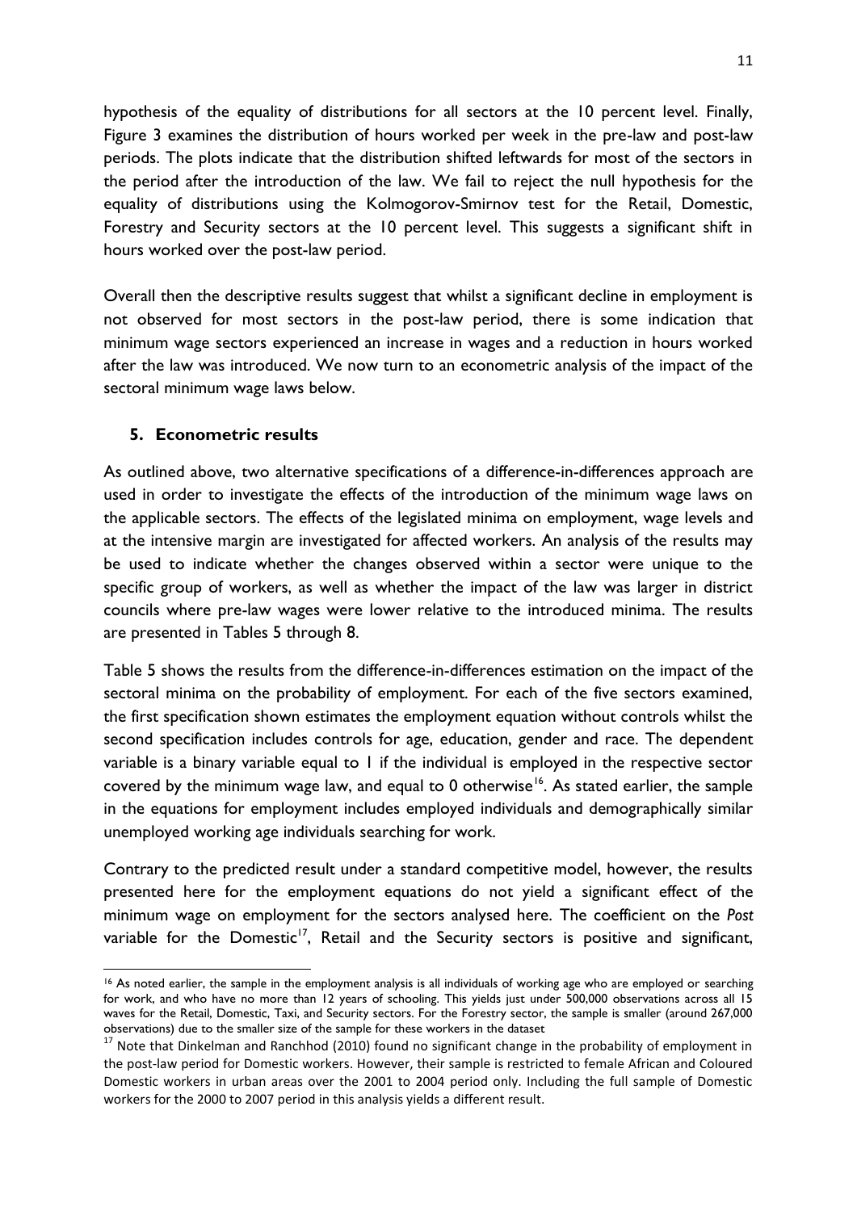hypothesis of the equality of distributions for all sectors at the 10 percent level. Finally, Figure 3 examines the distribution of hours worked per week in the pre-law and post-law periods. The plots indicate that the distribution shifted leftwards for most of the sectors in the period after the introduction of the law. We fail to reject the null hypothesis for the equality of distributions using the Kolmogorov-Smirnov test for the Retail, Domestic, Forestry and Security sectors at the 10 percent level. This suggests a significant shift in hours worked over the post-law period.

Overall then the descriptive results suggest that whilst a significant decline in employment is not observed for most sectors in the post-law period, there is some indication that minimum wage sectors experienced an increase in wages and a reduction in hours worked after the law was introduced. We now turn to an econometric analysis of the impact of the sectoral minimum wage laws below.

## 5. Econometric results

As outlined above, two alternative specifications of a difference-in-differences approach are used in order to investigate the effects of the introduction of the minimum wage laws on the applicable sectors. The effects of the legislated minima on employment, wage levels and at the intensive margin are investigated for affected workers. An analysis of the results may be used to indicate whether the changes observed within a sector were unique to the specific group of workers, as well as whether the impact of the law was larger in district councils where pre-law wages were lower relative to the introduced minima. The results are presented in Tables 5 through 8.

Table 5 shows the results from the difference-in-differences estimation on the impact of the sectoral minima on the probability of employment. For each of the five sectors examined, the first specification shown estimates the employment equation without controls whilst the second specification includes controls for age, education, gender and race. The dependent variable is a binary variable equal to 1 if the individual is employed in the respective sector covered by the minimum wage law, and equal to 0 otherwise[16]. As stated earlier, the sample in the equations for employment includes employed individuals and demographically similar unemployed working age individuals searching for work.

Contrary to the predicted result under a standard competitive model, however, the results presented here for the employment equations do not yield a significant effect of the minimum wage on employment for the sectors analysed here. The coefficient on the *Post* variable for the Domestic[17], Retail and the Security sectors is positive and significant,

[16] As noted earlier, the sample in the employment analysis is all individuals of working age who are employed or searching for work, and who have no more than 12 years of schooling. This yields just under 500,000 observations across all 15 waves for the Retail, Domestic, Taxi, and Security sectors. For the Forestry sector, the sample is smaller (around 267,000 observations) due to the smaller size of the sample for these workers in the dataset

[17] Note that Dinkelman and Ranchhod (2010) found no significant change in the probability of employment in the post-law period for Domestic workers. However, their sample is restricted to female African and Coloured Domestic workers in urban areas over the 2001 to 2004 period only. Including the full sample of Domestic workers for the 2000 to 2007 period in this analysis yields a different result.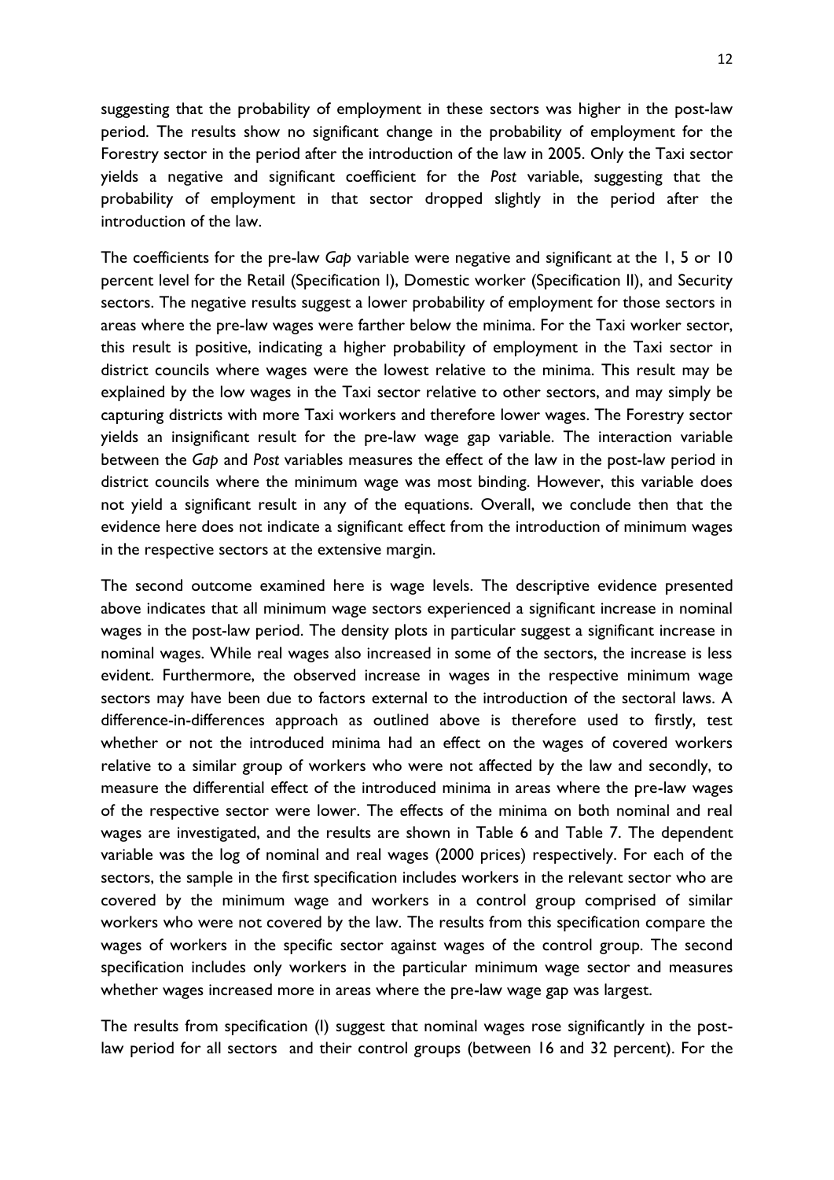suggesting that the probability of employment in these sectors was higher in the post-law period. The results show no significant change in the probability of employment for the Forestry sector in the period after the introduction of the law in 2005. Only the Taxi sector yields a negative and significant coefficient for the *Post* variable, suggesting that the probability of employment in that sector dropped slightly in the period after the introduction of the law.

The coefficients for the pre-law *Gap* variable were negative and significant at the 1, 5 or 10 percent level for the Retail (Specification I), Domestic worker (Specification II), and Security sectors. The negative results suggest a lower probability of employment for those sectors in areas where the pre-law wages were farther below the minima. For the Taxi worker sector, this result is positive, indicating a higher probability of employment in the Taxi sector in district councils where wages were the lowest relative to the minima. This result may be explained by the low wages in the Taxi sector relative to other sectors, and may simply be capturing districts with more Taxi workers and therefore lower wages. The Forestry sector yields an insignificant result for the pre-law wage gap variable. The interaction variable between the *Gap* and *Post* variables measures the effect of the law in the post-law period in district councils where the minimum wage was most binding. However, this variable does not yield a significant result in any of the equations. Overall, we conclude then that the evidence here does not indicate a significant effect from the introduction of minimum wages in the respective sectors at the extensive margin.

The second outcome examined here is wage levels. The descriptive evidence presented above indicates that all minimum wage sectors experienced a significant increase in nominal wages in the post-law period. The density plots in particular suggest a significant increase in nominal wages. While real wages also increased in some of the sectors, the increase is less evident. Furthermore, the observed increase in wages in the respective minimum wage sectors may have been due to factors external to the introduction of the sectoral laws. A difference-in-differences approach as outlined above is therefore used to firstly, test whether or not the introduced minima had an effect on the wages of covered workers relative to a similar group of workers who were not affected by the law and secondly, to measure the differential effect of the introduced minima in areas where the pre-law wages of the respective sector were lower. The effects of the minima on both nominal and real wages are investigated, and the results are shown in Table 6 and Table 7. The dependent variable was the log of nominal and real wages (2000 prices) respectively. For each of the sectors, the sample in the first specification includes workers in the relevant sector who are covered by the minimum wage and workers in a control group comprised of similar workers who were not covered by the law. The results from this specification compare the wages of workers in the specific sector against wages of the control group. The second specification includes only workers in the particular minimum wage sector and measures whether wages increased more in areas where the pre-law wage gap was largest.

The results from specification (I) suggest that nominal wages rose significantly in the post-law period for all sectors  and their control groups (between 16 and 32 percent). For the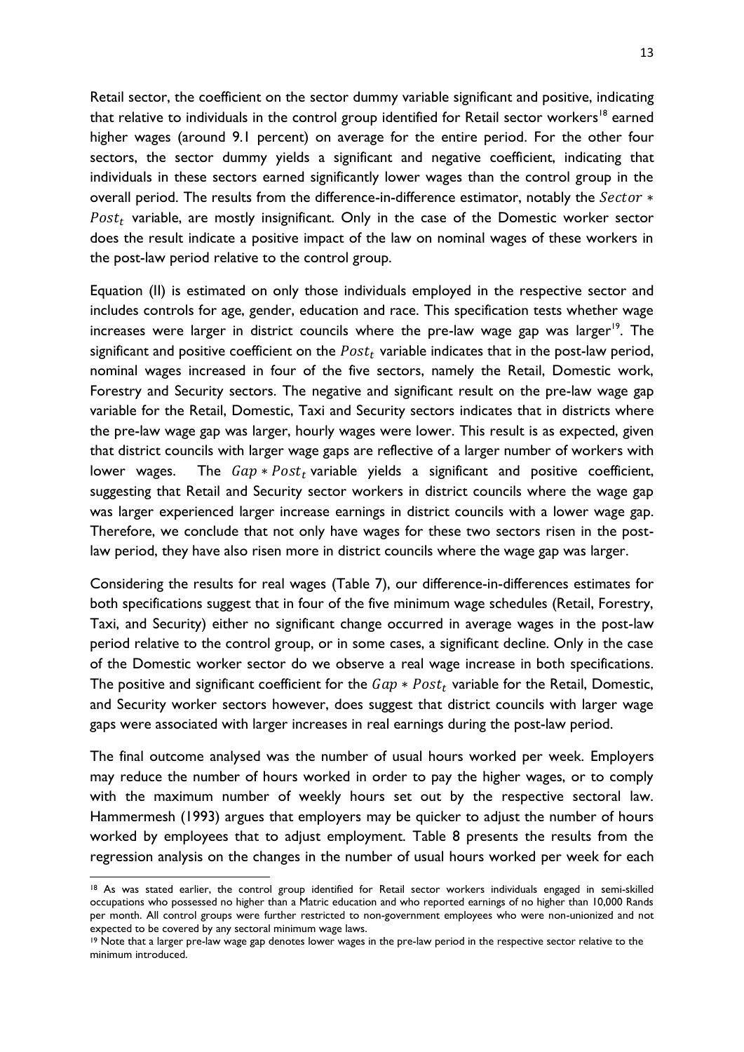Retail sector, the coefficient on the sector dummy variable significant and positive, indicating that relative to individuals in the control group identified for Retail sector workers[18] earned higher wages (around 9.1 percent) on average for the entire period. For the other four sectors, the sector dummy yields a significant and negative coefficient, indicating that individuals in these sectors earned significantly lower wages than the control group in the overall period. The results from the difference-in-difference estimator, notably the $Sector * Post_t$ variable, are mostly insignificant. Only in the case of the Domestic worker sector does the result indicate a positive impact of the law on nominal wages of these workers in the post-law period relative to the control group.

Equation (II) is estimated on only those individuals employed in the respective sector and includes controls for age, gender, education and race. This specification tests whether wage increases were larger in district councils where the pre-law wage gap was larger[19]. The significant and positive coefficient on the $Post_t$ variable indicates that in the post-law period, nominal wages increased in four of the five sectors, namely the Retail, Domestic work, Forestry and Security sectors. The negative and significant result on the pre-law wage gap variable for the Retail, Domestic, Taxi and Security sectors indicates that in districts where the pre-law wage gap was larger, hourly wages were lower. This result is as expected, given that district councils with larger wage gaps are reflective of a larger number of workers with lower wages. The $Gap * Post_t$ variable yields a significant and positive coefficient, suggesting that Retail and Security sector workers in district councils where the wage gap was larger experienced larger increase earnings in district councils with a lower wage gap. Therefore, we conclude that not only have wages for these two sectors risen in the post-law period, they have also risen more in district councils where the wage gap was larger.

Considering the results for real wages (Table 7), our difference-in-differences estimates for both specifications suggest that in four of the five minimum wage schedules (Retail, Forestry, Taxi, and Security) either no significant change occurred in average wages in the post-law period relative to the control group, or in some cases, a significant decline. Only in the case of the Domestic worker sector do we observe a real wage increase in both specifications. The positive and significant coefficient for the $Gap * Post_t$ variable for the Retail, Domestic, and Security worker sectors however, does suggest that district councils with larger wage gaps were associated with larger increases in real earnings during the post-law period.

The final outcome analysed was the number of usual hours worked per week. Employers may reduce the number of hours worked in order to pay the higher wages, or to comply with the maximum number of weekly hours set out by the respective sectoral law. Hammermesh (1993) argues that employers may be quicker to adjust the number of hours worked by employees that to adjust employment. Table 8 presents the results from the regression analysis on the changes in the number of usual hours worked per week for each

[18] As was stated earlier, the control group identified for Retail sector workers individuals engaged in semi-skilled occupations who possessed no higher than a Matric education and who reported earnings of no higher than 10,000 Rands per month. All control groups were further restricted to non-government employees who were non-unionized and not expected to be covered by any sectoral minimum wage laws.

[19] Note that a larger pre-law wage gap denotes lower wages in the pre-law period in the respective sector relative to the minimum introduced.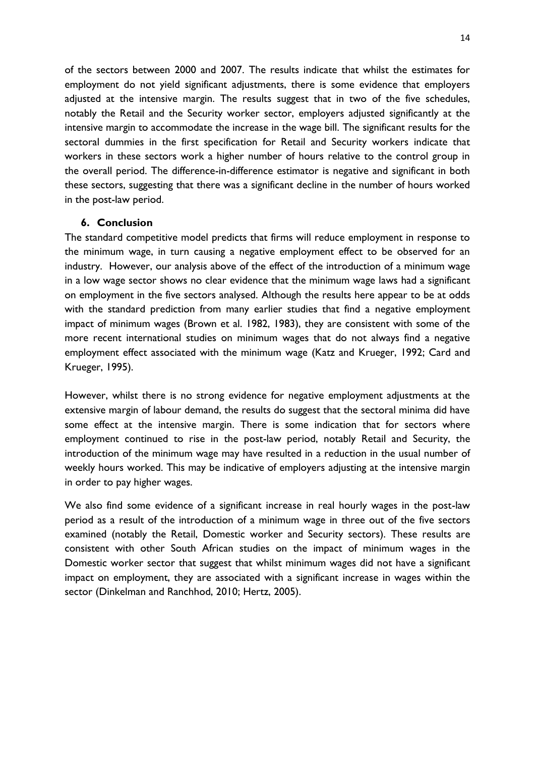of the sectors between 2000 and 2007. The results indicate that whilst the estimates for employment do not yield significant adjustments, there is some evidence that employers adjusted at the intensive margin. The results suggest that in two of the five schedules, notably the Retail and the Security worker sector, employers adjusted significantly at the intensive margin to accommodate the increase in the wage bill. The significant results for the sectoral dummies in the first specification for Retail and Security workers indicate that workers in these sectors work a higher number of hours relative to the control group in the overall period. The difference-in-difference estimator is negative and significant in both these sectors, suggesting that there was a significant decline in the number of hours worked in the post-law period.

## 6. Conclusion

The standard competitive model predicts that firms will reduce employment in response to the minimum wage, in turn causing a negative employment effect to be observed for an industry. However, our analysis above of the effect of the introduction of a minimum wage in a low wage sector shows no clear evidence that the minimum wage laws had a significant on employment in the five sectors analysed. Although the results here appear to be at odds with the standard prediction from many earlier studies that find a negative employment impact of minimum wages (Brown et al. 1982, 1983), they are consistent with some of the more recent international studies on minimum wages that do not always find a negative employment effect associated with the minimum wage (Katz and Krueger, 1992; Card and Krueger, 1995).

However, whilst there is no strong evidence for negative employment adjustments at the extensive margin of labour demand, the results do suggest that the sectoral minima did have some effect at the intensive margin. There is some indication that for sectors where employment continued to rise in the post-law period, notably Retail and Security, the introduction of the minimum wage may have resulted in a reduction in the usual number of weekly hours worked. This may be indicative of employers adjusting at the intensive margin in order to pay higher wages.

We also find some evidence of a significant increase in real hourly wages in the post-law period as a result of the introduction of a minimum wage in three out of the five sectors examined (notably the Retail, Domestic worker and Security sectors). These results are consistent with other South African studies on the impact of minimum wages in the Domestic worker sector that suggest that whilst minimum wages did not have a significant impact on employment, they are associated with a significant increase in wages within the sector (Dinkelman and Ranchhod, 2010; Hertz, 2005).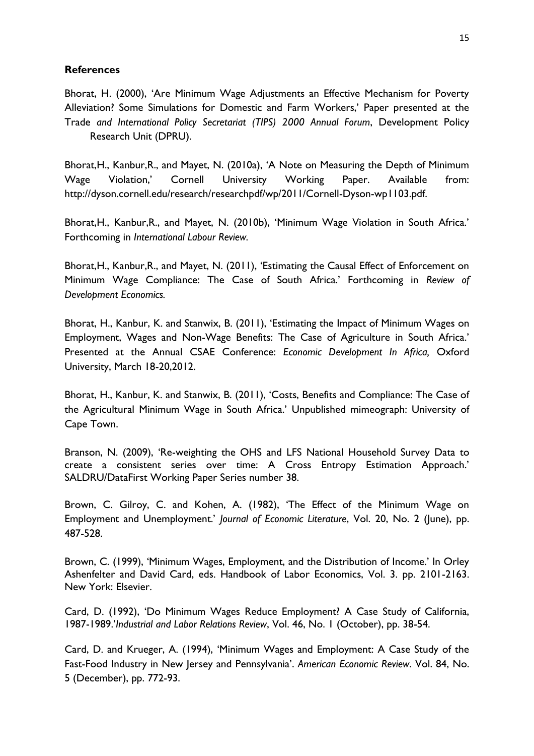**References**

Bhorat, H. (2000), 'Are Minimum Wage Adjustments an Effective Mechanism for Poverty Alleviation? Some Simulations for Domestic and Farm Workers,' Paper presented at the Trade *and International Policy Secretariat (TIPS) 2000 Annual Forum*, Development Policy Research Unit (DPRU).

Bhorat,H., Kanbur,R., and Mayet, N. (2010a), 'A Note on Measuring the Depth of Minimum Wage Violation,' Cornell University Working Paper. Available from: http://dyson.cornell.edu/research/researchpdf/wp/2011/Cornell-Dyson-wp1103.pdf.

Bhorat,H., Kanbur,R., and Mayet, N. (2010b), 'Minimum Wage Violation in South Africa.' Forthcoming in *International Labour Review*.

Bhorat,H., Kanbur,R., and Mayet, N. (2011), 'Estimating the Causal Effect of Enforcement on Minimum Wage Compliance: The Case of South Africa.' Forthcoming in *Review of Development Economics.*

Bhorat, H., Kanbur, K. and Stanwix, B. (2011), 'Estimating the Impact of Minimum Wages on Employment, Wages and Non-Wage Benefits: The Case of Agriculture in South Africa.' Presented at the Annual CSAE Conference: *Economic Development In Africa,* Oxford University, March 18-20,2012.

Bhorat, H., Kanbur, K. and Stanwix, B. (2011), 'Costs, Benefits and Compliance: The Case of the Agricultural Minimum Wage in South Africa.' Unpublished mimeograph: University of Cape Town.

Branson, N. (2009), 'Re-weighting the OHS and LFS National Household Survey Data to create a consistent series over time: A Cross Entropy Estimation Approach.' SALDRU/DataFirst Working Paper Series number 38.

Brown, C. Gilroy, C. and Kohen, A. (1982), 'The Effect of the Minimum Wage on Employment and Unemployment.' *Journal of Economic Literature*, Vol. 20, No. 2 (June), pp. 487-528.

Brown, C. (1999), 'Minimum Wages, Employment, and the Distribution of Income.' In Orley Ashenfelter and David Card, eds. Handbook of Labor Economics, Vol. 3. pp. 2101-2163. New York: Elsevier.

Card, D. (1992), 'Do Minimum Wages Reduce Employment? A Case Study of California, 1987-1989.'*Industrial and Labor Relations Review*, Vol. 46, No. 1 (October), pp. 38-54.

Card, D. and Krueger, A. (1994), 'Minimum Wages and Employment: A Case Study of the Fast-Food Industry in New Jersey and Pennsylvania'. *American Economic Review*. Vol. 84, No. 5 (December), pp. 772-93.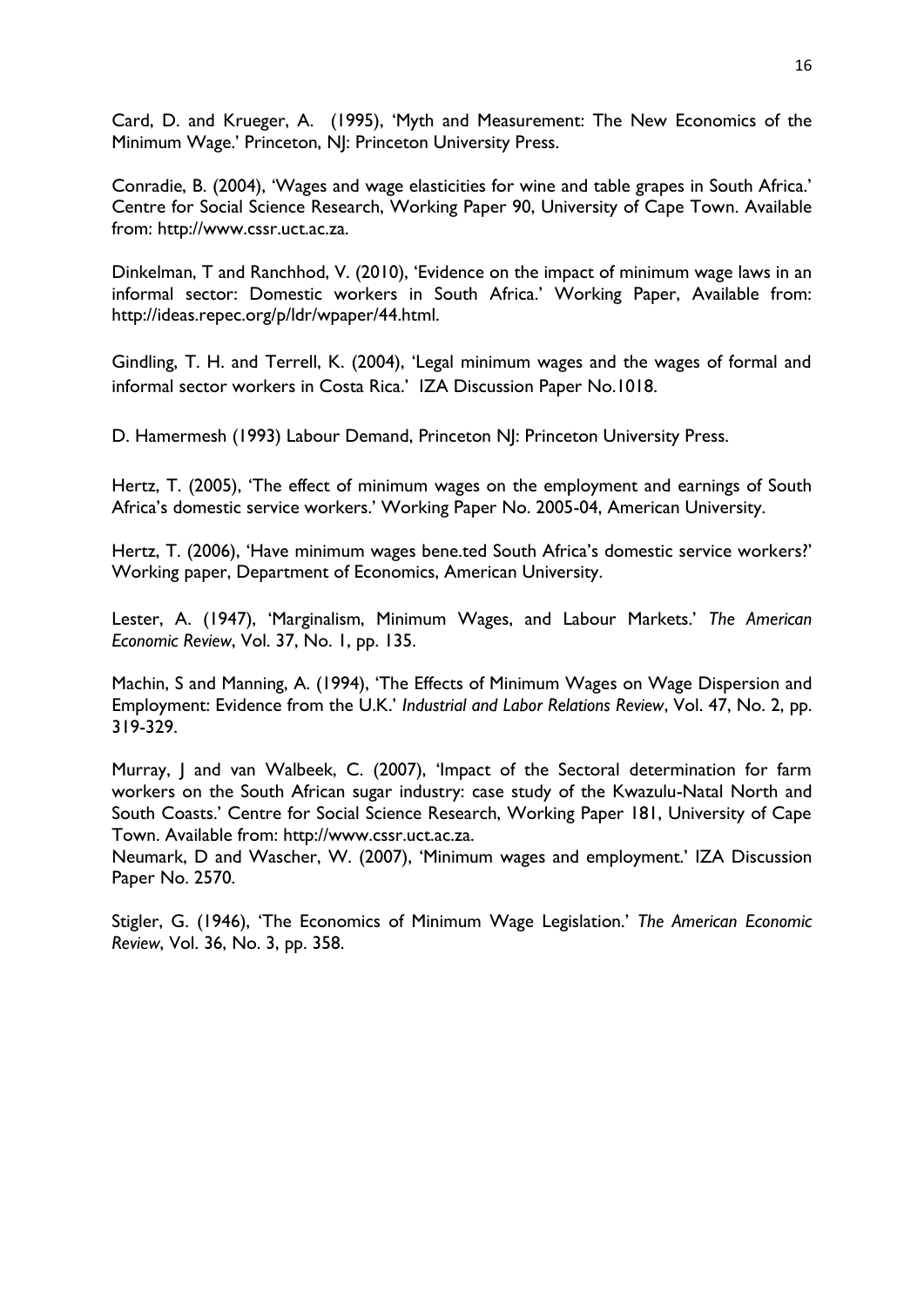Card, D. and Krueger, A. (1995), 'Myth and Measurement: The New Economics of the Minimum Wage.' Princeton, NJ: Princeton University Press.

Conradie, B. (2004), 'Wages and wage elasticities for wine and table grapes in South Africa.' Centre for Social Science Research, Working Paper 90, University of Cape Town. Available from: http://www.cssr.uct.ac.za.

Dinkelman, T and Ranchhod, V. (2010), 'Evidence on the impact of minimum wage laws in an informal sector: Domestic workers in South Africa.' Working Paper, Available from: http://ideas.repec.org/p/ldr/wpaper/44.html.

Gindling, T. H. and Terrell, K. (2004), 'Legal minimum wages and the wages of formal and informal sector workers in Costa Rica.' IZA Discussion Paper No.1018.

D. Hamermesh (1993) Labour Demand, Princeton NJ: Princeton University Press.

Hertz, T. (2005), 'The effect of minimum wages on the employment and earnings of South Africa's domestic service workers.' Working Paper No. 2005-04, American University.

Hertz, T. (2006), 'Have minimum wages bene.ted South Africa's domestic service workers?' Working paper, Department of Economics, American University.

Lester, A. (1947), 'Marginalism, Minimum Wages, and Labour Markets.' *The American Economic Review*, Vol. 37, No. 1, pp. 135.

Machin, S and Manning, A. (1994), 'The Effects of Minimum Wages on Wage Dispersion and Employment: Evidence from the U.K.' *Industrial and Labor Relations Review*, Vol. 47, No. 2, pp. 319-329.

Murray, J and van Walbeek, C. (2007), 'Impact of the Sectoral determination for farm workers on the South African sugar industry: case study of the Kwazulu-Natal North and South Coasts.' Centre for Social Science Research, Working Paper 181, University of Cape Town. Available from: http://www.cssr.uct.ac.za.

Neumark, D and Wascher, W. (2007), 'Minimum wages and employment.' IZA Discussion Paper No. 2570.

Stigler, G. (1946), 'The Economics of Minimum Wage Legislation.' *The American Economic Review*, Vol. 36, No. 3, pp. 358.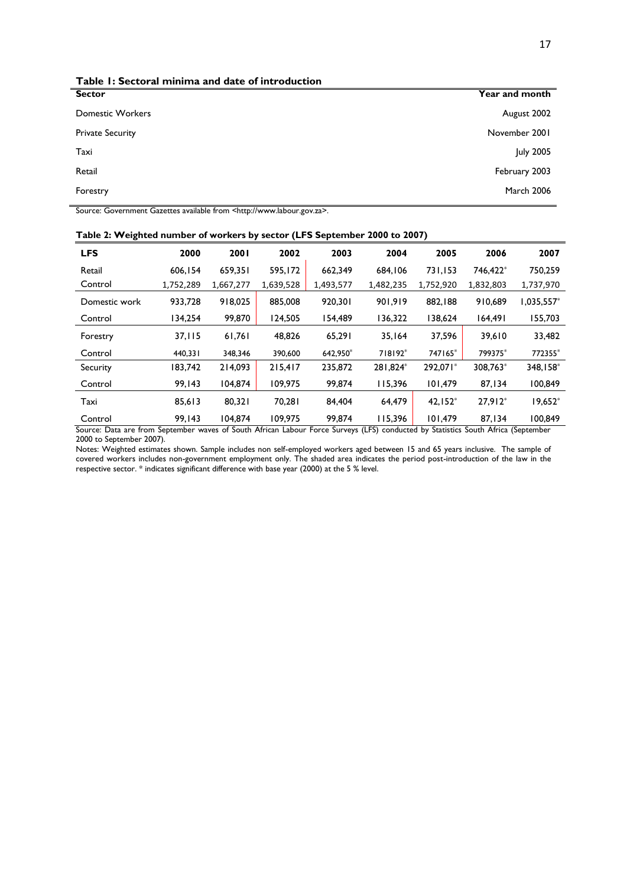**Table 1: Sectoral minima and date of introduction**

| Sector | Year and month |
|---|---|
| Domestic Workers | August 2002 |
| Private Security | November 2001 |
| Taxi | July 2005 |
| Retail | February 2003 |
| Forestry | March 2006 |

Source: Government Gazettes available from <http://www.labour.gov.za>.

**Table 2: Weighted number of workers by sector (LFS September 2000 to 2007)**

| LFS | 2000 | 2001 | 2002 | 2003 | 2004 | 2005 | 2006 | 2007 |
|---|---|---|---|---|---|---|---|---|
| Retail | 606,154 | 659,351 | 595,172 | 662,349 | 684,106 | 731,153 | 746,422* | 750,259 |
| Control | 1,752,289 | 1,667,277 | 1,639,528 | 1,493,577 | 1,482,235 | 1,752,920 | 1,832,803 | 1,737,970 |
| Domestic work | 933,728 | 918,025 | 885,008 | 920,301 | 901,919 | 882,188 | 910,689 | 1,035,557* |
| Control | 134,254 | 99,870 | 124,505 | 154,489 | 136,322 | 138,624 | 164,491 | 155,703 |
| Forestry | 37,115 | 61,761 | 48,826 | 65,291 | 35,164 | 37,596 | 39,610 | 33,482 |
| Control | 440,331 | 348,346 | 390,600 | 642,950* | 718192* | 747165* | 799375* | 772355* |
| Security | 183,742 | 214,093 | 215,417 | 235,872 | 281,824* | 292,071* | 308,763* | 348,158* |
| Control | 99,143 | 104,874 | 109,975 | 99,874 | 115,396 | 101,479 | 87,134 | 100,849 |
| Taxi | 85,613 | 80,321 | 70,281 | 84,404 | 64,479 | 42,152* | 27,912* | 19,652* |
| Control | 99,143 | 104,874 | 109,975 | 99,874 | 115,396 | 101,479 | 87,134 | 100,849 |

Source: Data are from September waves of South African Labour Force Surveys (LFS) conducted by Statistics South Africa (September 2000 to September 2007).

Notes: Weighted estimates shown. Sample includes non self-employed workers aged between 15 and 65 years inclusive. The sample of covered workers includes non-government employment only. The shaded area indicates the period post-introduction of the law in the respective sector. * indicates significant difference with base year (2000) at the 5 % level.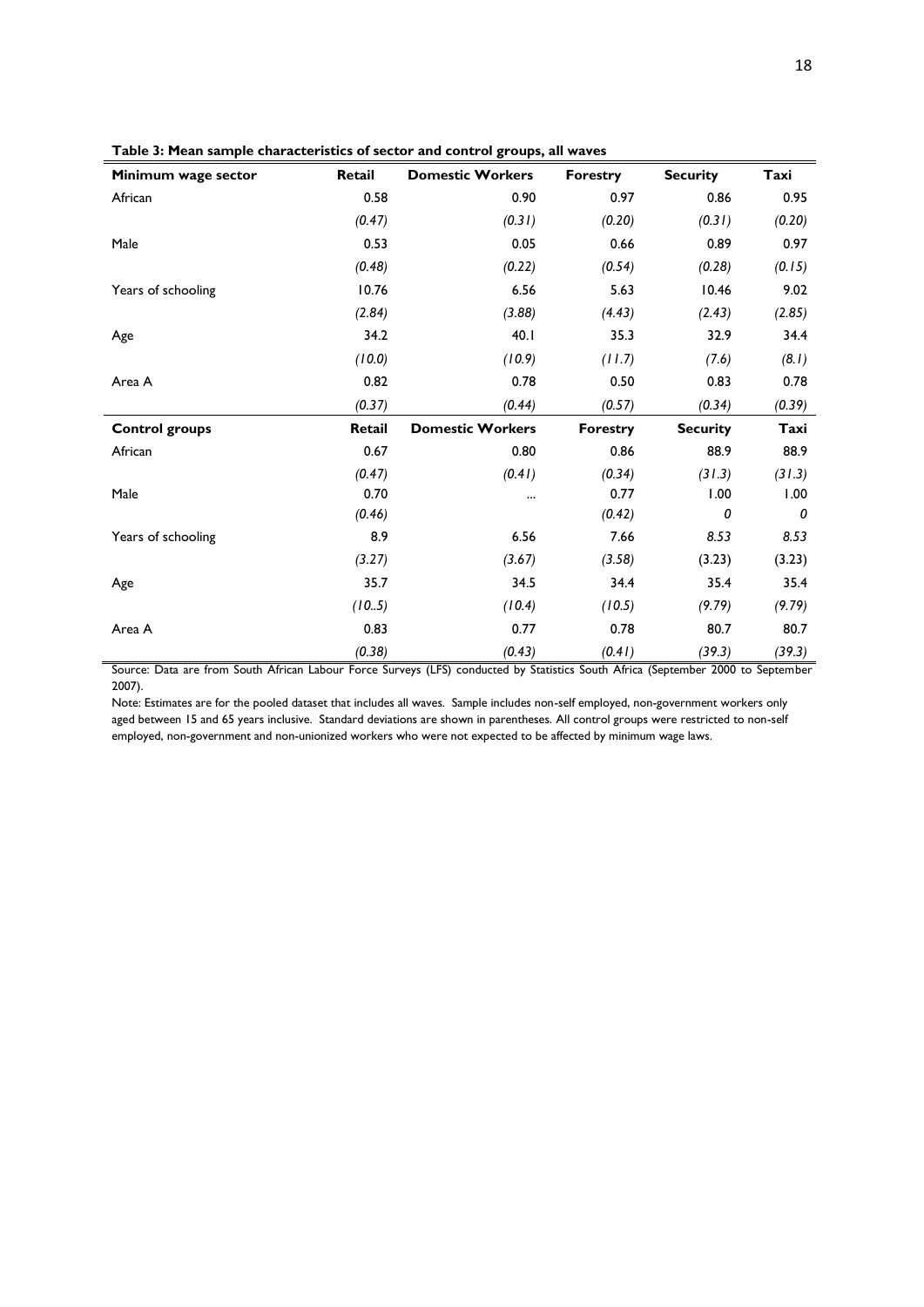**Table 3: Mean sample characteristics of sector and control groups, all waves**

| **Minimum wage sector** | **Retail** | **Domestic Workers** | **Forestry** | **Security** | **Taxi** |
|---|---|---|---|---|---|
| African | 0.58 | 0.90 | 0.97 | 0.86 | 0.95 |
| | *(0.47)* | *(0.31)* | *(0.20)* | *(0.31)* | *(0.20)* |
| Male | 0.53 | 0.05 | 0.66 | 0.89 | 0.97 |
| | *(0.48)* | *(0.22)* | *(0.54)* | *(0.28)* | *(0.15)* |
| Years of schooling | 10.76 | 6.56 | 5.63 | 10.46 | 9.02 |
| | *(2.84)* | *(3.88)* | *(4.43)* | *(2.43)* | *(2.85)* |
| Age | 34.2 | 40.1 | 35.3 | 32.9 | 34.4 |
| | *(10.0)* | *(10.9)* | *(11.7)* | *(7.6)* | *(8.1)* |
| Area A | 0.82 | 0.78 | 0.50 | 0.83 | 0.78 |
| | *(0.37)* | *(0.44)* | *(0.57)* | *(0.34)* | *(0.39)* |
| **Control groups** | **Retail** | **Domestic Workers** | **Forestry** | **Security** | **Taxi** |
| African | 0.67 | 0.80 | 0.86 | 88.9 | 88.9 |
| | *(0.47)* | *(0.41)* | *(0.34)* | *(31.3)* | *(31.3)* |
| Male | 0.70 | ... | 0.77 | 1.00 | 1.00 |
| | *(0.46)* | | *(0.42)* | *0* | *0* |
| Years of schooling | 8.9 | 6.56 | 7.66 | *8.53* | *8.53* |
| | *(3.27)* | *(3.67)* | *(3.58)* | (3.23) | (3.23) |
| Age | 35.7 | 34.5 | 34.4 | 35.4 | 35.4 |
| | *(10..5)* | *(10.4)* | *(10.5)* | *(9.79)* | *(9.79)* |
| Area A | 0.83 | 0.77 | 0.78 | 80.7 | 80.7 |
| | *(0.38)* | *(0.43)* | *(0.41)* | *(39.3)* | *(39.3)* |

Source: Data are from South African Labour Force Surveys (LFS) conducted by Statistics South Africa (September 2000 to September 2007).

Note: Estimates are for the pooled dataset that includes all waves. Sample includes non-self employed, non-government workers only aged between 15 and 65 years inclusive. Standard deviations are shown in parentheses. All control groups were restricted to non-self employed, non-government and non-unionized workers who were not expected to be affected by minimum wage laws.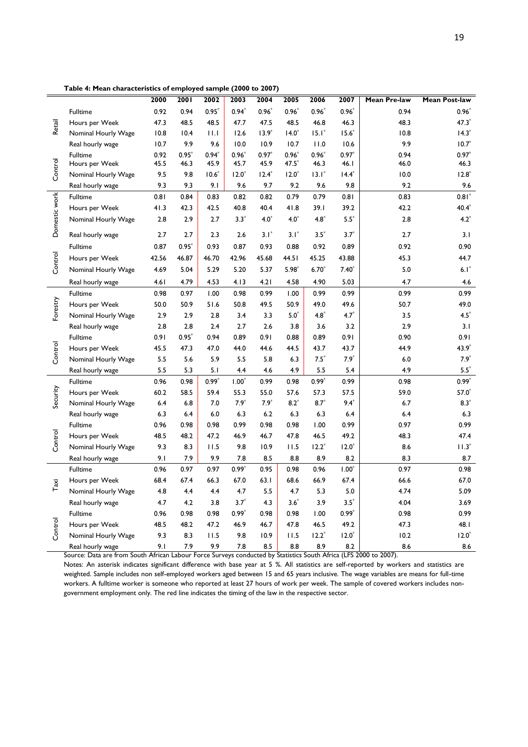**Table 4: Mean characteristics of employed sample (2000 to 2007)**

| | | 2000 | 2001 | 2002 | 2003 | 2004 | 2005 | 2006 | 2007 | Mean Pre-law | Mean Post-law |
|---|---|---|---|---|---|---|---|---|---|---|---|
| Retail | Fulltime | 0.92 | 0.94 | 0.95* | 0.94* | 0.96* | 0.96* | 0.96* | 0.96* | 0.94 | 0.96* |
| | Hours per Week | 47.3 | 48.5 | 48.5 | 47.7 | 47.5 | 48.5 | 46.8 | 46.3 | 48.3 | 47.3* |
| | Nominal Hourly Wage | 10.8 | 10.4 | 11.1 | 12.6 | 13.9* | 14.0* | 15.1* | 15.6* | 10.8 | 14.3* |
| | Real hourly wage | 10.7 | 9.9 | 9.6 | 10.0 | 10.9 | 10.7 | 11.0 | 10.6 | 9.9 | 10.7* |
| Control | Fulltime | 0.92 | 0.95* | 0.94* | 0.96* | 0.97* | 0.96* | 0.96* | 0.97* | 0.94 | 0.97* |
| | Hours per Week | 45.5 | 46.3 | 45.9 | 45.7 | 45.9 | 47.5* | 46.3 | 46.1 | 46.0 | 46.3 |
| | Nominal Hourly Wage | 9.5 | 9.8 | 10.6* | 12.0* | 12.4* | 12.0* | 13.1* | 14.4* | 10.0 | 12.8* |
| | Real hourly wage | 9.3 | 9.3 | 9.1 | 9.6 | 9.7 | 9.2 | 9.6 | 9.8 | 9.2 | 9.6 |
| Domestic work | Fulltime | 0.81 | 0.84 | 0.83 | 0.82 | 0.82 | 0.79 | 0.79 | 0.81 | 0.83 | 0.81* |
| | Hours per Week | 41.3 | 42.3 | 42.5 | 40.8 | 40.4 | 41.8 | 39.1 | 39.2 | 42.2 | 40.4* |
| | Nominal Hourly Wage | 2.8 | 2.9 | 2.7 | 3.3* | 4.0* | 4.0* | 4.8* | 5.5* | 2.8 | 4.2* |
| | Real hourly wage | 2.7 | 2.7 | 2.3 | 2.6 | 3.1* | 3.1* | 3.5* | 3.7* | 2.7 | 3.1 |
| Control | Fulltime | 0.87 | 0.95* | 0.93 | 0.87 | 0.93 | 0.88 | 0.92 | 0.89 | 0.92 | 0.90 |
| | Hours per Week | 42.56 | 46.87 | 46.70 | 42.96 | 45.68 | 44.51 | 45.25 | 43.88 | 45.3 | 44.7 |
| | Nominal Hourly Wage | 4.69 | 5.04 | 5.29 | 5.20 | 5.37 | 5.98* | 6.70* | 7.40* | 5.0 | 6.1* |
| | Real hourly wage | 4.61 | 4.79 | 4.53 | 4.13 | 4.21 | 4.58 | 4.90 | 5.03 | 4.7 | 4.6 |
| Forestry | Fulltime | 0.98 | 0.97 | 1.00 | 0.98 | 0.99 | 1.00 | 0.99 | 0.99 | 0.99 | 0.99 |
| | Hours per Week | 50.0 | 50.9 | 51.6 | 50.8 | 49.5 | 50.9 | 49.0 | 49.6 | 50.7 | 49.0 |
| | Nominal Hourly Wage | 2.9 | 2.9 | 2.8 | 3.4 | 3.3 | 5.0* | 4.8* | 4.7* | 3.5 | 4.5* |
| | Real hourly wage | 2.8 | 2.8 | 2.4 | 2.7 | 2.6 | 3.8 | 3.6 | 3.2 | 2.9 | 3.1 |
| Control | Fulltime | 0.91 | 0.95* | 0.94 | 0.89 | 0.91 | 0.88 | 0.89 | 0.91 | 0.90 | 0.91 |
| | Hours per Week | 45.5 | 47.3 | 47.0 | 44.0 | 44.6 | 44.5 | 43.7 | 43.7 | 44.9 | 43.9* |
| | Nominal Hourly Wage | 5.5 | 5.6 | 5.9 | 5.5 | 5.8 | 6.3 | 7.5* | 7.9* | 6.0 | 7.9* |
| | Real hourly wage | 5.5 | 5.3 | 5.1 | 4.4 | 4.6 | 4.9 | 5.5 | 5.4 | 4.9 | 5.5* |
| Security | Fulltime | 0.96 | 0.98 | 0.99* | 1.00* | 0.99 | 0.98 | 0.99* | 0.99 | 0.98 | 0.99* |
| | Hours per Week | 60.2 | 58.5 | 59.4 | 55.3 | 55.0 | 57.6 | 57.3 | 57.5 | 59.0 | 57.0* |
| | Nominal Hourly Wage | 6.4 | 6.8 | 7.0 | 7.9* | 7.9* | 8.2* | 8.7* | 9.4* | 6.7 | 8.3* |
| | Real hourly wage | 6.3 | 6.4 | 6.0 | 6.3 | 6.2 | 6.3 | 6.3 | 6.4 | 6.4 | 6.3 |
| Control | Fulltime | 0.96 | 0.98 | 0.98 | 0.99 | 0.98 | 0.98 | 1.00 | 0.99 | 0.97 | 0.99 |
| | Hours per Week | 48.5 | 48.2 | 47.2 | 46.9 | 46.7 | 47.8 | 46.5 | 49.2 | 48.3 | 47.4 |
| | Nominal Hourly Wage | 9.3 | 8.3 | 11.5 | 9.8 | 10.9 | 11.5 | 12.2* | 12.0* | 8.6 | 11.3* |
| | Real hourly wage | 9.1 | 7.9 | 9.9 | 7.8 | 8.5 | 8.8 | 8.9 | 8.2 | 8.3 | 8.7 |
| Taxi | Fulltime | 0.96 | 0.97 | 0.97 | 0.99* | 0.95 | 0.98 | 0.96 | 1.00* | 0.97 | 0.98 |
| | Hours per Week | 68.4 | 67.4 | 66.3 | 67.0 | 63.1 | 68.6 | 66.9 | 67.4 | 66.6 | 67.0 |
| | Nominal Hourly Wage | 4.8 | 4.4 | 4.4 | 4.7 | 5.5 | 4.7 | 5.3 | 5.0 | 4.74 | 5.09 |
| | Real hourly wage | 4.7 | 4.2 | 3.8 | 3.7* | 4.3 | 3.6* | 3.9 | 3.5* | 4.04 | 3.69 |
| Control | Fulltime | 0.96 | 0.98 | 0.98 | 0.99* | 0.98 | 0.98 | 1.00 | 0.99* | 0.98 | 0.99 |
| | Hours per Week | 48.5 | 48.2 | 47.2 | 46.9 | 46.7 | 47.8 | 46.5 | 49.2 | 47.3 | 48.1 |
| | Nominal Hourly Wage | 9.3 | 8.3 | 11.5 | 9.8 | 10.9 | 11.5 | 12.2* | 12.0* | 10.2 | 12.0* |
| | Real hourly wage | 9.1 | 7.9 | 9.9 | 7.8 | 8.5 | 8.8 | 8.9 | 8.2 | 8.6 | 8.6 |

Source: Data are from South African Labour Force Surveys conducted by Statistics South Africa (LFS 2000 to 2007).

Notes: An asterisk indicates significant difference with base year at 5 %. All statistics are self-reported by workers and statistics are weighted. Sample includes non self-employed workers aged between 15 and 65 years inclusive. The wage variables are means for full-time workers. A fulltime worker is someone who reported at least 27 hours of work per week. The sample of covered workers includes non-government employment only. The red line indicates the timing of the law in the respective sector.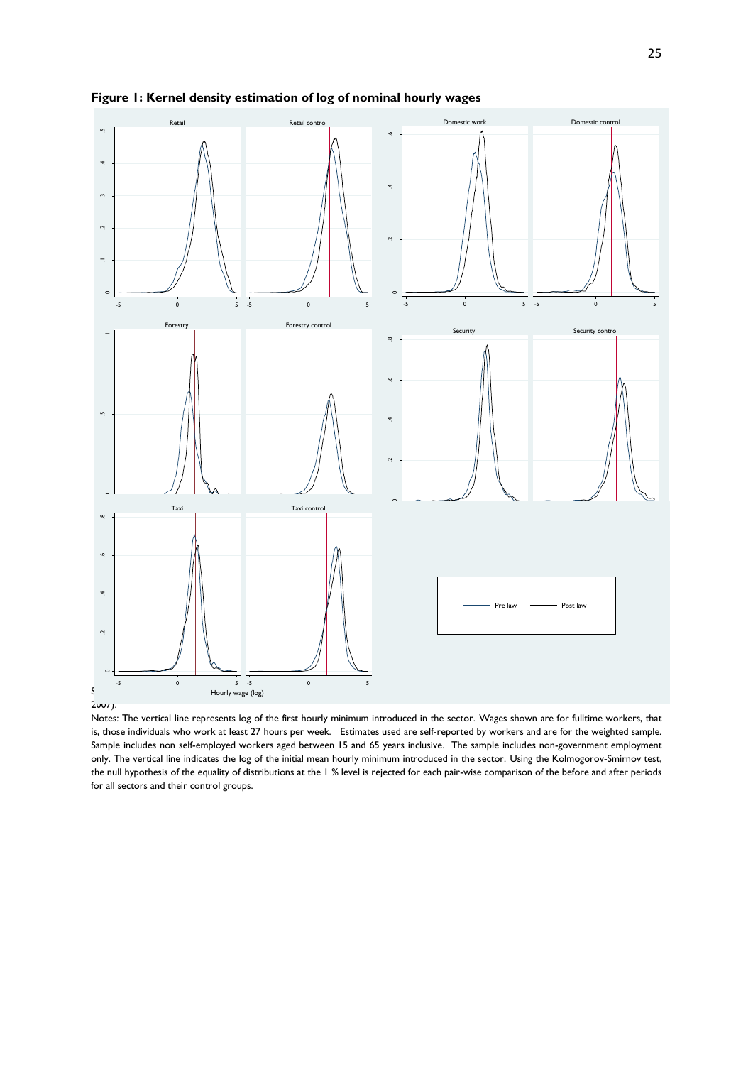**Figure 1: Kernel density estimation of log of nominal hourly wages**

S
2007).

Notes: The vertical line represents log of the first hourly minimum introduced in the sector. Wages shown are for fulltime workers, that is, those individuals who work at least 27 hours per week. Estimates used are self-reported by workers and are for the weighted sample. Sample includes non self-employed workers aged between 15 and 65 years inclusive. The sample includes non-government employment only. The vertical line indicates the log of the initial mean hourly minimum introduced in the sector. Using the Kolmogorov-Smirnov test, the null hypothesis of the equality of distributions at the 1 % level is rejected for each pair-wise comparison of the before and after periods for all sectors and their control groups.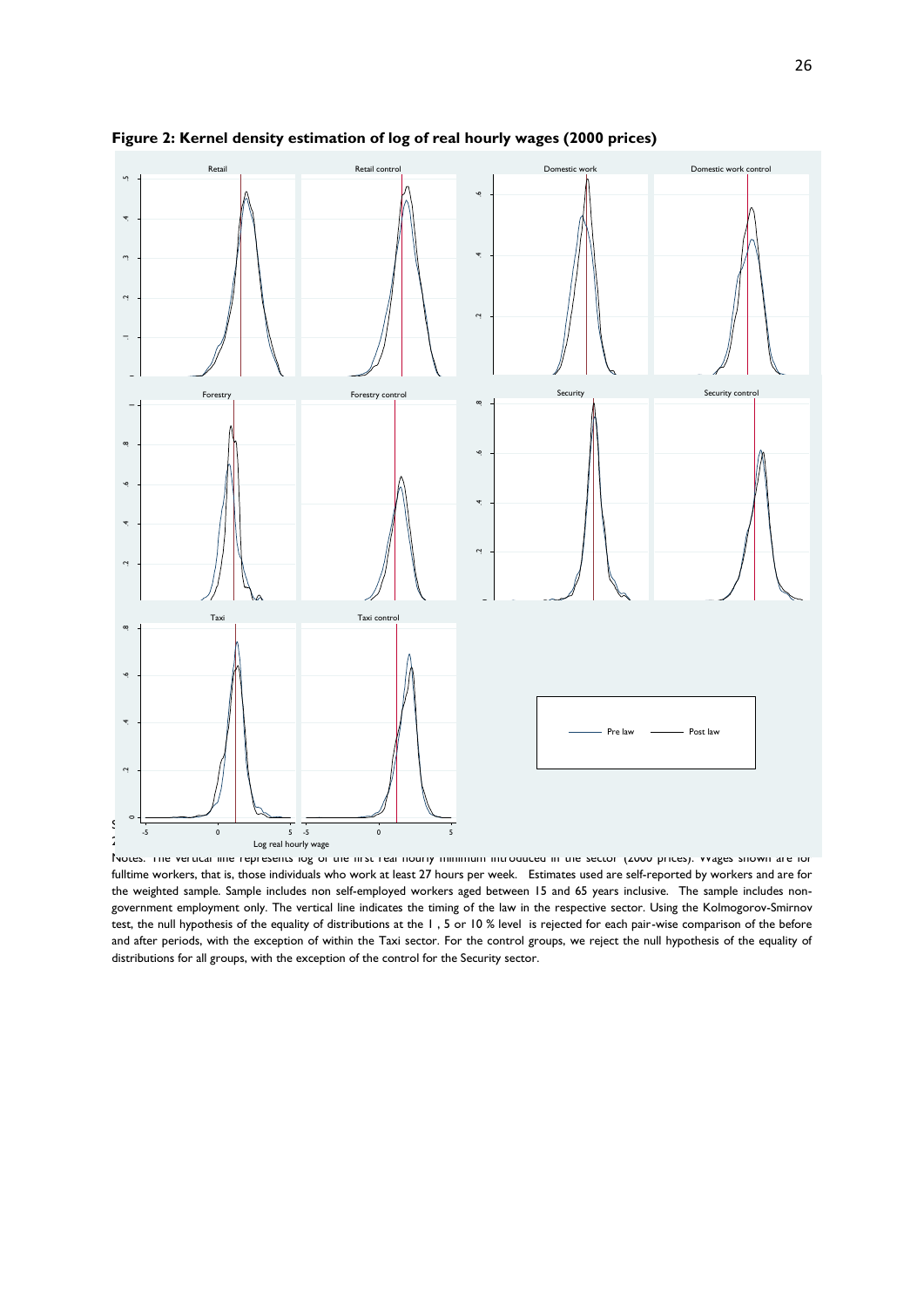**Figure 2: Kernel density estimation of log of real hourly wages (2000 prices)**

Notes: The vertical line represents log of the first real hourly minimum introduced in the sector (2000 prices). Wages shown are for fulltime workers, that is, those individuals who work at least 27 hours per week. Estimates used are self-reported by workers and are for the weighted sample. Sample includes non self-employed workers aged between 15 and 65 years inclusive. The sample includes non-government employment only. The vertical line indicates the timing of the law in the respective sector. Using the Kolmogorov-Smirnov test, the null hypothesis of the equality of distributions at the 1 , 5 or 10 % level is rejected for each pair-wise comparison of the before and after periods, with the exception of within the Taxi sector. For the control groups, we reject the null hypothesis of the equality of distributions for all groups, with the exception of the control for the Security sector.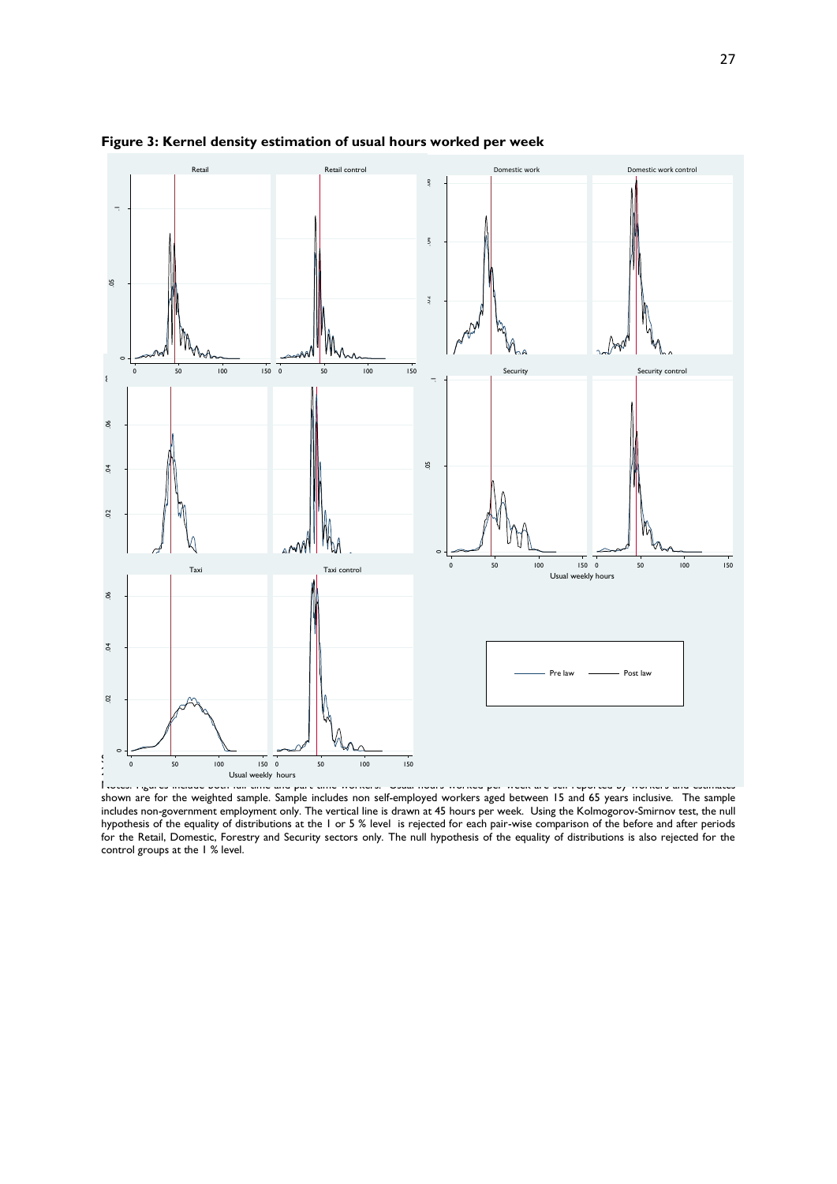**Figure 3: Kernel density estimation of usual hours worked per week**

Retail | Retail control | Domestic work | Domestic work control | Security | Security control | Taxi | Taxi control

Usual weekly hours

Pre law — Post law

Notes: Figures include both full time and part time workers. Usual hours worked per week are self reported by workers and estimates shown are for the weighted sample. Sample includes non self-employed workers aged between 15 and 65 years inclusive. The sample includes non-government employment only. The vertical line is drawn at 45 hours per week. Using the Kolmogorov-Smirnov test, the null hypothesis of the equality of distributions at the 1 or 5 % level is rejected for each pair-wise comparison of the before and after periods for the Retail, Domestic, Forestry and Security sectors only. The null hypothesis of the equality of distributions is also rejected for the control groups at the 1 % level.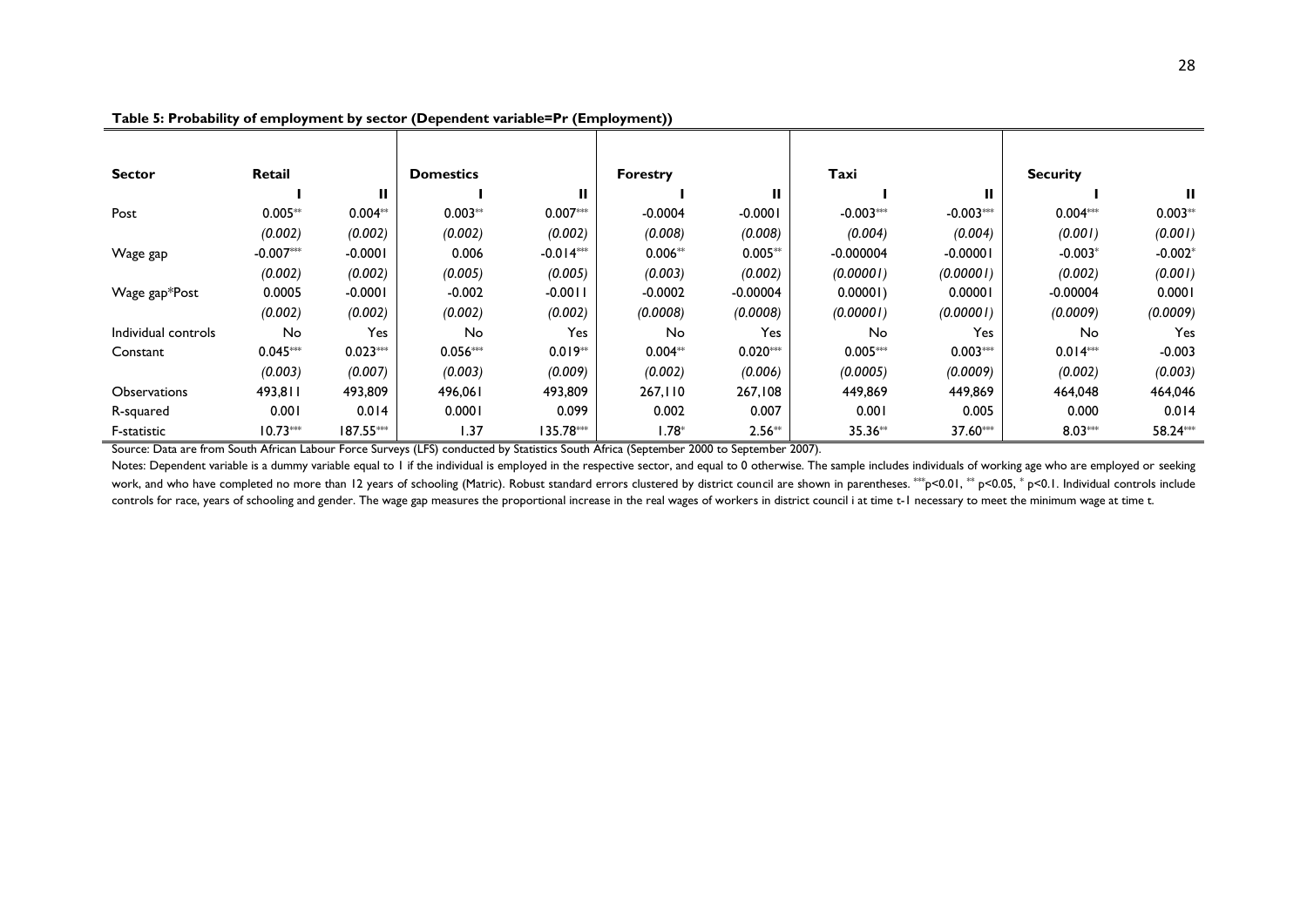**Table 5: Probability of employment by sector (Dependent variable=Pr (Employment))**

| Sector | Retail | | Domestics | | Forestry | | Taxi | | Security | |
|---|---|---|---|---|---|---|---|---|---|---|
| | I | II | I | II | I | II | I | II | I | II |
| Post | 0.005** | 0.004** | 0.003** | 0.007*** | -0.0004 | -0.0001 | -0.003*** | -0.003*** | 0.004*** | 0.003** |
| | *(0.002)* | *(0.002)* | *(0.002)* | *(0.002)* | *(0.008)* | *(0.008)* | *(0.004)* | *(0.004)* | *(0.001)* | *(0.001)* |
| Wage gap | -0.007*** | -0.0001 | 0.006 | -0.014*** | 0.006** | 0.005** | -0.000004 | -0.00001 | -0.003* | -0.002* |
| | *(0.002)* | *(0.002)* | *(0.005)* | *(0.005)* | *(0.003)* | *(0.002)* | *(0.00001)* | *(0.00001)* | *(0.002)* | *(0.001)* |
| Wage gap*Post | 0.0005 | -0.0001 | -0.002 | -0.0011 | -0.0002 | -0.00004 | 0.00001) | 0.00001 | -0.00004 | 0.0001 |
| | *(0.002)* | *(0.002)* | *(0.002)* | *(0.002)* | *(0.0008)* | *(0.0008)* | *(0.00001)* | *(0.00001)* | *(0.0009)* | *(0.0009)* |
| Individual controls | No | Yes | No | Yes | No | Yes | No | Yes | No | Yes |
| Constant | 0.045*** | 0.023*** | 0.056*** | 0.019** | 0.004** | 0.020*** | 0.005*** | 0.003*** | 0.014*** | -0.003 |
| | *(0.003)* | *(0.007)* | *(0.003)* | *(0.009)* | *(0.002)* | *(0.006)* | *(0.0005)* | *(0.0009)* | *(0.002)* | *(0.003)* |
| Observations | 493,811 | 493,809 | 496,061 | 493,809 | 267,110 | 267,108 | 449,869 | 449,869 | 464,048 | 464,046 |
| R-squared | 0.001 | 0.014 | 0.0001 | 0.099 | 0.002 | 0.007 | 0.001 | 0.005 | 0.000 | 0.014 |
| F-statistic | 10.73*** | 187.55*** | 1.37 | 135.78*** | 1.78* | 2.56** | 35.36** | 37.60*** | 8.03*** | 58.24*** |

Source: Data are from South African Labour Force Surveys (LFS) conducted by Statistics South Africa (September 2000 to September 2007).

Notes: Dependent variable is a dummy variable equal to 1 if the individual is employed in the respective sector, and equal to 0 otherwise. The sample includes individuals of working age who are employed or seeking work, and who have completed no more than 12 years of schooling (Matric). Robust standard errors clustered by district council are shown in parentheses. ***p<0.01, ** p<0.05, * p<0.1. Individual controls include controls for race, years of schooling and gender. The wage gap measures the proportional increase in the real wages of workers in district council i at time t-1 necessary to meet the minimum wage at time t.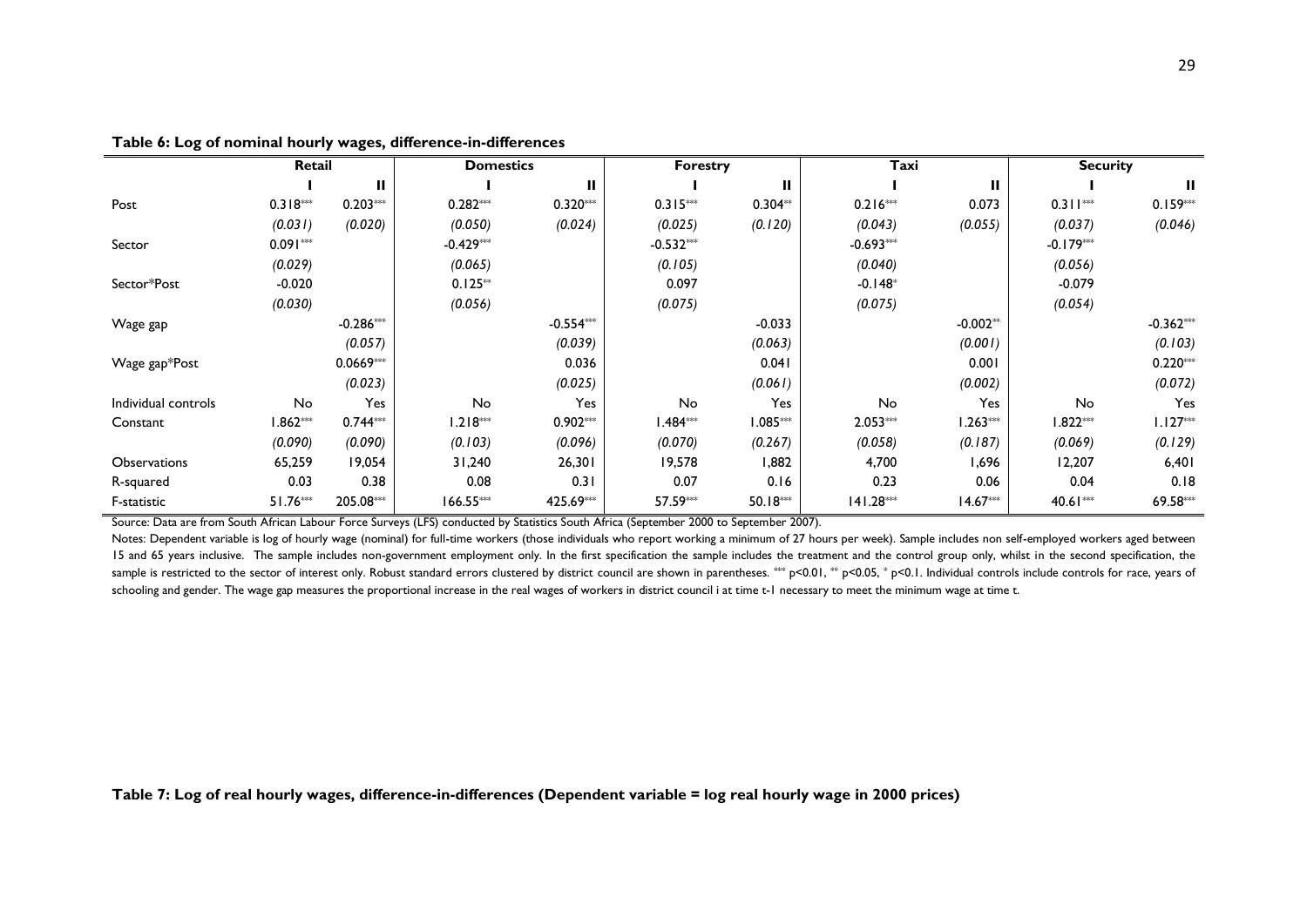**Table 6: Log of nominal hourly wages, difference-in-differences**

| | Retail | | Domestics | | Forestry | | Taxi | | Security | |
|---|---|---|---|---|---|---|---|---|---|---|
| | I | II | I | II | I | II | I | II | I | II |
| Post | 0.318*** | 0.203*** | 0.282*** | 0.320*** | 0.315*** | 0.304** | 0.216*** | 0.073 | 0.311*** | 0.159*** |
| | *(0.031)* | *(0.020)* | *(0.050)* | *(0.024)* | *(0.025)* | *(0.120)* | *(0.043)* | *(0.055)* | *(0.037)* | *(0.046)* |
| Sector | 0.091*** | | -0.429*** | | -0.532*** | | -0.693*** | | -0.179*** | |
| | *(0.029)* | | *(0.065)* | | *(0.105)* | | *(0.040)* | | *(0.056)* | |
| Sector*Post | -0.020 | | 0.125** | | 0.097 | | -0.148* | | -0.079 | |
| | *(0.030)* | | *(0.056)* | | *(0.075)* | | *(0.075)* | | *(0.054)* | |
| Wage gap | | -0.286*** | | -0.554*** | | -0.033 | | -0.002** | | -0.362*** |
| | | *(0.057)* | | *(0.039)* | | *(0.063)* | | *(0.001)* | | *(0.103)* |
| Wage gap*Post | | 0.0669*** | | 0.036 | | 0.041 | | 0.001 | | 0.220*** |
| | | *(0.023)* | | *(0.025)* | | *(0.061)* | | *(0.002)* | | *(0.072)* |
| Individual controls | No | Yes | No | Yes | No | Yes | No | Yes | No | Yes |
| Constant | 1.862*** | 0.744*** | 1.218*** | 0.902*** | 1.484*** | 1.085*** | 2.053*** | 1.263*** | 1.822*** | 1.127*** |
| | *(0.090)* | *(0.090)* | *(0.103)* | *(0.096)* | *(0.070)* | *(0.267)* | *(0.058)* | *(0.187)* | *(0.069)* | *(0.129)* |
| Observations | 65,259 | 19,054 | 31,240 | 26,301 | 19,578 | 1,882 | 4,700 | 1,696 | 12,207 | 6,401 |
| R-squared | 0.03 | 0.38 | 0.08 | 0.31 | 0.07 | 0.16 | 0.23 | 0.06 | 0.04 | 0.18 |
| F-statistic | 51.76*** | 205.08*** | 166.55*** | 425.69*** | 57.59*** | 50.18*** | 141.28*** | 14.67*** | 40.61*** | 69.58*** |

Source: Data are from South African Labour Force Surveys (LFS) conducted by Statistics South Africa (September 2000 to September 2007).

Notes: Dependent variable is log of hourly wage (nominal) for full-time workers (those individuals who report working a minimum of 27 hours per week). Sample includes non self-employed workers aged between 15 and 65 years inclusive. The sample includes non-government employment only. In the first specification the sample includes the treatment and the control group only, whilst in the second specification, the sample is restricted to the sector of interest only. Robust standard errors clustered by district council are shown in parentheses. *** p<0.01, ** p<0.05, * p<0.1. Individual controls include controls for race, years of schooling and gender. The wage gap measures the proportional increase in the real wages of workers in district council i at time t-1 necessary to meet the minimum wage at time t.

**Table 7: Log of real hourly wages, difference-in-differences (Dependent variable = log real hourly wage in 2000 prices)**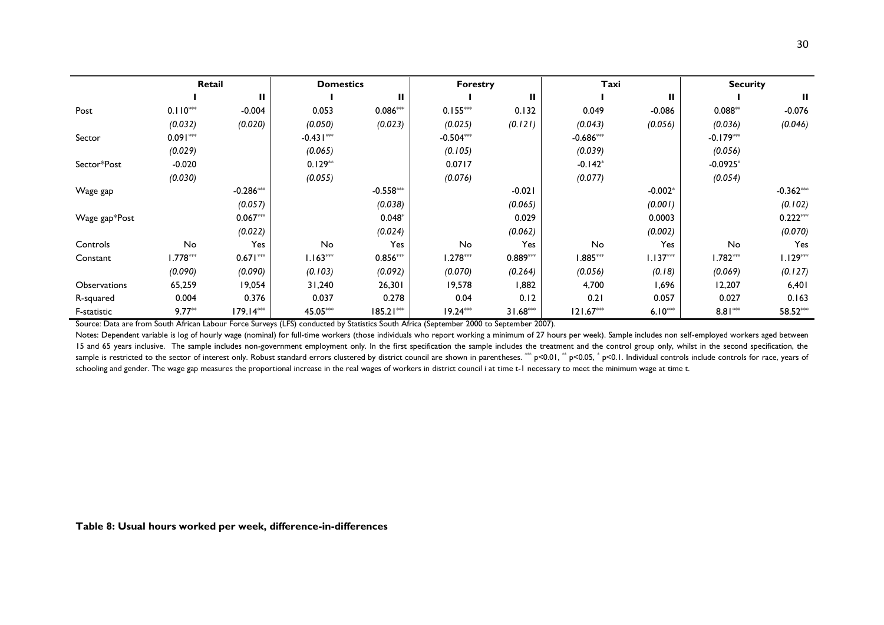| | Retail | | Domestics | | Forestry | | Taxi | | Security | |
|---|---|---|---|---|---|---|---|---|---|---|
| | I | II | I | II | I | II | I | II | I | II |
| Post | 0.110*** | -0.004 | 0.053 | 0.086*** | 0.155*** | 0.132 | 0.049 | -0.086 | 0.088** | -0.076 |
| | *(0.032)* | *(0.020)* | *(0.050)* | *(0.023)* | *(0.025)* | *(0.121)* | *(0.043)* | *(0.056)* | *(0.036)* | *(0.046)* |
| Sector | 0.091*** | | -0.431*** | | -0.504*** | | -0.686*** | | -0.179*** | |
| | *(0.029)* | | *(0.065)* | | *(0.105)* | | *(0.039)* | | *(0.056)* | |
| Sector*Post | -0.020 | | 0.129** | | 0.0717 | | -0.142* | | -0.0925* | |
| | *(0.030)* | | *(0.055)* | | *(0.076)* | | *(0.077)* | | *(0.054)* | |
| Wage gap | | -0.286*** | | -0.558*** | | -0.021 | | -0.002* | | -0.362*** |
| | | *(0.057)* | | *(0.038)* | | *(0.065)* | | *(0.001)* | | *(0.102)* |
| Wage gap*Post | | 0.067*** | | 0.048* | | 0.029 | | 0.0003 | | 0.222*** |
| | | *(0.022)* | | *(0.024)* | | *(0.062)* | | *(0.002)* | | *(0.070)* |
| Controls | No | Yes | No | Yes | No | Yes | No | Yes | No | Yes |
| Constant | 1.778*** | 0.671*** | 1.163*** | 0.856*** | 1.278*** | 0.889*** | 1.885*** | 1.137*** | 1.782*** | 1.129*** |
| | *(0.090)* | *(0.090)* | *(0.103)* | *(0.092)* | *(0.070)* | *(0.264)* | *(0.056)* | *(0.18)* | *(0.069)* | *(0.127)* |
| Observations | 65,259 | 19,054 | 31,240 | 26,301 | 19,578 | 1,882 | 4,700 | 1,696 | 12,207 | 6,401 |
| R-squared | 0.004 | 0.376 | 0.037 | 0.278 | 0.04 | 0.12 | 0.21 | 0.057 | 0.027 | 0.163 |
| F-statistic | 9.77** | 179.14*** | 45.05*** | 185.21*** | 19.24*** | 31.68*** | 121.67*** | 6.10*** | 8.81*** | 58.52*** |

Source: Data are from South African Labour Force Surveys (LFS) conducted by Statistics South Africa (September 2000 to September 2007).

Notes: Dependent variable is log of hourly wage (nominal) for full-time workers (those individuals who report working a minimum of 27 hours per week). Sample includes non self-employed workers aged between 15 and 65 years inclusive. The sample includes non-government employment only. In the first specification the sample includes the treatment and the control group only, whilst in the second specification, the sample is restricted to the sector of interest only. Robust standard errors clustered by district council are shown in parentheses. *** $p<0.01$, ** $p<0.05$, * $p<0.1$. Individual controls include controls for race, years of schooling and gender. The wage gap measures the proportional increase in the real wages of workers in district council i at time t-1 necessary to meet the minimum wage at time t.

**Table 8: Usual hours worked per week, difference-in-differences**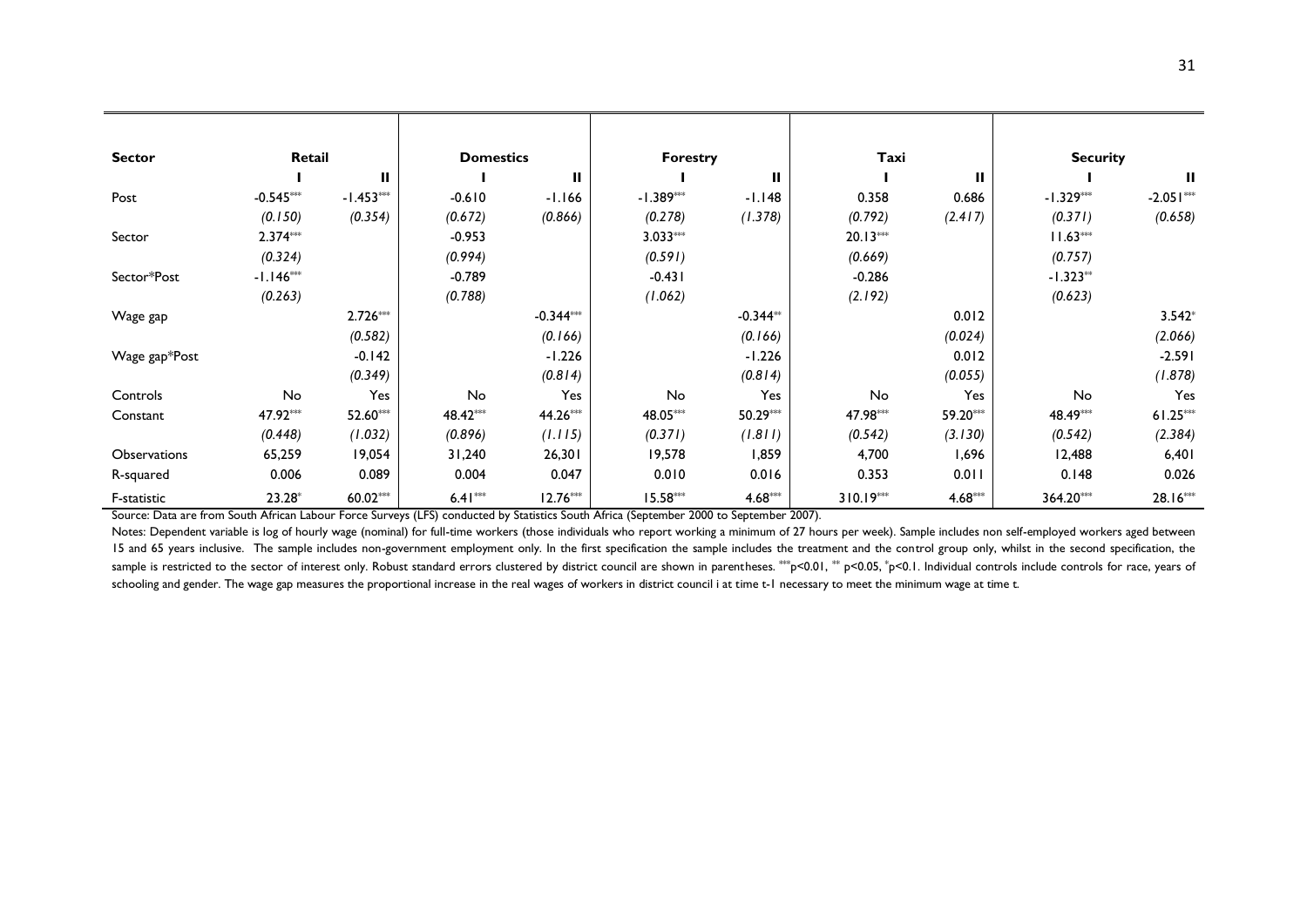| Sector | Retail | | Domestics | | Forestry | | Taxi | | Security | |
|---|---|---|---|---|---|---|---|---|---|---|
| | I | II | I | II | I | II | I | II | I | II |
| Post | -0.545*** | -1.453*** | -0.610 | -1.166 | -1.389*** | -1.148 | 0.358 | 0.686 | -1.329*** | -2.051*** |
| | *(0.150)* | *(0.354)* | *(0.672)* | *(0.866)* | *(0.278)* | *(1.378)* | *(0.792)* | *(2.417)* | *(0.371)* | *(0.658)* |
| Sector | 2.374*** | | -0.953 | | 3.033*** | | 20.13*** | | 11.63*** | |
| | *(0.324)* | | *(0.994)* | | *(0.591)* | | *(0.669)* | | *(0.757)* | |
| Sector*Post | -1.146*** | | -0.789 | | -0.431 | | -0.286 | | -1.323** | |
| | *(0.263)* | | *(0.788)* | | *(1.062)* | | *(2.192)* | | *(0.623)* | |
| Wage gap | | 2.726*** | | -0.344*** | | -0.344** | | 0.012 | | 3.542* |
| | | *(0.582)* | | *(0.166)* | | *(0.166)* | | *(0.024)* | | *(2.066)* |
| Wage gap*Post | | -0.142 | | -1.226 | | -1.226 | | 0.012 | | -2.591 |
| | | *(0.349)* | | *(0.814)* | | *(0.814)* | | *(0.055)* | | *(1.878)* |
| Controls | No | Yes | No | Yes | No | Yes | No | Yes | No | Yes |
| Constant | 47.92*** | 52.60*** | 48.42*** | 44.26*** | 48.05*** | 50.29*** | 47.98*** | 59.20*** | 48.49*** | 61.25*** |
| | *(0.448)* | *(1.032)* | *(0.896)* | *(1.115)* | *(0.371)* | *(1.811)* | *(0.542)* | *(3.130)* | *(0.542)* | *(2.384)* |
| Observations | 65,259 | 19,054 | 31,240 | 26,301 | 19,578 | 1,859 | 4,700 | 1,696 | 12,488 | 6,401 |
| R-squared | 0.006 | 0.089 | 0.004 | 0.047 | 0.010 | 0.016 | 0.353 | 0.011 | 0.148 | 0.026 |
| F-statistic | 23.28* | 60.02*** | 6.41*** | 12.76*** | 15.58*** | 4.68*** | 310.19*** | 4.68*** | 364.20*** | 28.16*** |

Source: Data are from South African Labour Force Surveys (LFS) conducted by Statistics South Africa (September 2000 to September 2007).

Notes: Dependent variable is log of hourly wage (nominal) for full-time workers (those individuals who report working a minimum of 27 hours per week). Sample includes non self-employed workers aged between 15 and 65 years inclusive. The sample includes non-government employment only. In the first specification the sample includes the treatment and the control group only, whilst in the second specification, the sample is restricted to the sector of interest only. Robust standard errors clustered by district council are shown in parentheses. ***p<0.01, ** p<0.05, *p<0.1. Individual controls include controls for race, years of schooling and gender. The wage gap measures the proportional increase in the real wages of workers in district council i at time t-1 necessary to meet the minimum wage at time t.